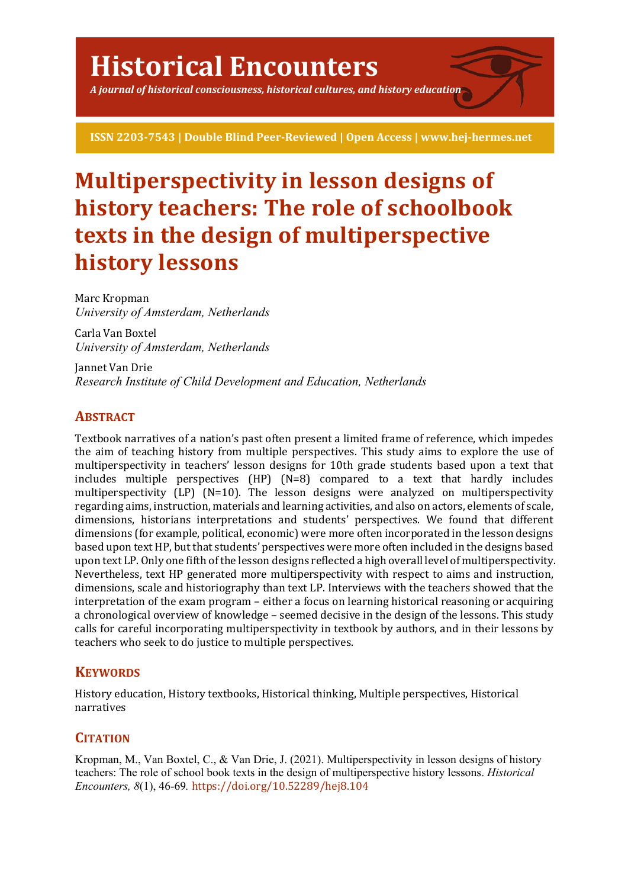# Historical Encounters

*A journal of historical consciousness, historical cultures, and history education*

**ISSN 2203-7543 | Double Blind Peer-Reviewed | Open Access | www.hej-hermes.net**

# Multiperspectivity in lesson designs of history teachers: The role of schoolbook texts in the design of multiperspective history lessons

Marc Kropman
*University of Amsterdam, Netherlands*

Carla Van Boxtel
*University of Amsterdam, Netherlands*

Jannet Van Drie
*Research Institute of Child Development and Education, Netherlands*

## Abstract

Textbook narratives of a nation's past often present a limited frame of reference, which impedes the aim of teaching history from multiple perspectives. This study aims to explore the use of multiperspectivity in teachers' lesson designs for 10th grade students based upon a text that includes multiple perspectives (HP) (N=8) compared to a text that hardly includes multiperspectivity (LP) (N=10). The lesson designs were analyzed on multiperspectivity regarding aims, instruction, materials and learning activities, and also on actors, elements of scale, dimensions, historians interpretations and students' perspectives. We found that different dimensions (for example, political, economic) were more often incorporated in the lesson designs based upon text HP, but that students' perspectives were more often included in the designs based upon text LP. Only one fifth of the lesson designs reflected a high overall level of multiperspectivity. Nevertheless, text HP generated more multiperspectivity with respect to aims and instruction, dimensions, scale and historiography than text LP. Interviews with the teachers showed that the interpretation of the exam program – either a focus on learning historical reasoning or acquiring a chronological overview of knowledge – seemed decisive in the design of the lessons. This study calls for careful incorporating multiperspectivity in textbook by authors, and in their lessons by teachers who seek to do justice to multiple perspectives.

## Keywords

History education, History textbooks, Historical thinking, Multiple perspectives, Historical narratives

## Citation

Kropman, M., Van Boxtel, C., & Van Drie, J. (2021). Multiperspectivity in lesson designs of history teachers: The role of school book texts in the design of multiperspective history lessons. *Historical Encounters, 8*(1), 46-69. https://doi.org/10.52289/hej8.104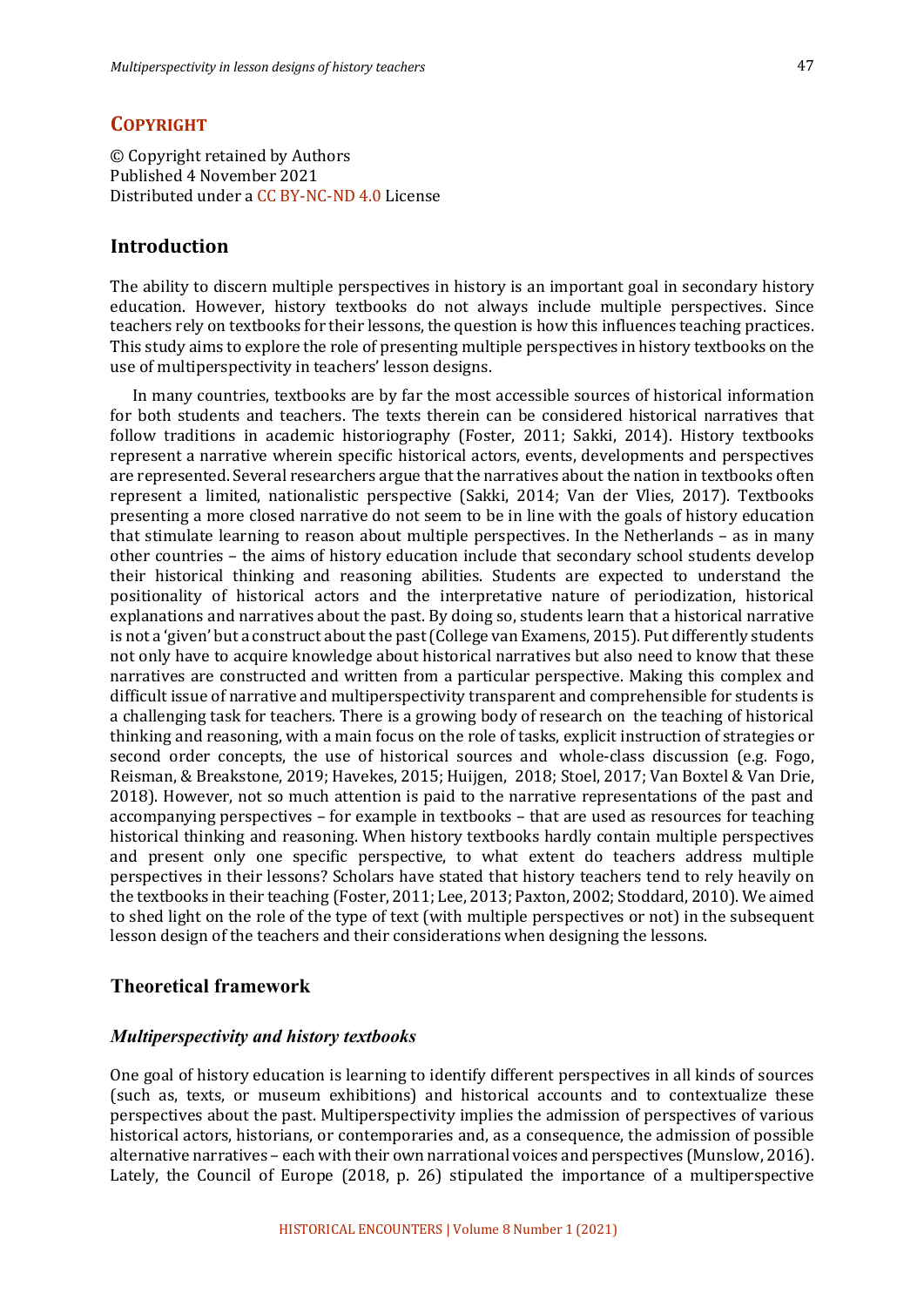## COPYRIGHT

© Copyright retained by Authors
Published 4 November 2021
Distributed under a CC BY-NC-ND 4.0 License

## Introduction

The ability to discern multiple perspectives in history is an important goal in secondary history education. However, history textbooks do not always include multiple perspectives. Since teachers rely on textbooks for their lessons, the question is how this influences teaching practices. This study aims to explore the role of presenting multiple perspectives in history textbooks on the use of multiperspectivity in teachers' lesson designs.

In many countries, textbooks are by far the most accessible sources of historical information for both students and teachers. The texts therein can be considered historical narratives that follow traditions in academic historiography (Foster, 2011; Sakki, 2014). History textbooks represent a narrative wherein specific historical actors, events, developments and perspectives are represented. Several researchers argue that the narratives about the nation in textbooks often represent a limited, nationalistic perspective (Sakki, 2014; Van der Vlies, 2017). Textbooks presenting a more closed narrative do not seem to be in line with the goals of history education that stimulate learning to reason about multiple perspectives. In the Netherlands – as in many other countries – the aims of history education include that secondary school students develop their historical thinking and reasoning abilities. Students are expected to understand the positionality of historical actors and the interpretative nature of periodization, historical explanations and narratives about the past. By doing so, students learn that a historical narrative is not a 'given' but a construct about the past (College van Examens, 2015). Put differently students not only have to acquire knowledge about historical narratives but also need to know that these narratives are constructed and written from a particular perspective. Making this complex and difficult issue of narrative and multiperspectivity transparent and comprehensible for students is a challenging task for teachers. There is a growing body of research on the teaching of historical thinking and reasoning, with a main focus on the role of tasks, explicit instruction of strategies or second order concepts, the use of historical sources and whole-class discussion (e.g. Fogo, Reisman, & Breakstone, 2019; Havekes, 2015; Huijgen, 2018; Stoel, 2017; Van Boxtel & Van Drie, 2018). However, not so much attention is paid to the narrative representations of the past and accompanying perspectives – for example in textbooks – that are used as resources for teaching historical thinking and reasoning. When history textbooks hardly contain multiple perspectives and present only one specific perspective, to what extent do teachers address multiple perspectives in their lessons? Scholars have stated that history teachers tend to rely heavily on the textbooks in their teaching (Foster, 2011; Lee, 2013; Paxton, 2002; Stoddard, 2010). We aimed to shed light on the role of the type of text (with multiple perspectives or not) in the subsequent lesson design of the teachers and their considerations when designing the lessons.

## Theoretical framework

### *Multiperspectivity and history textbooks*

One goal of history education is learning to identify different perspectives in all kinds of sources (such as, texts, or museum exhibitions) and historical accounts and to contextualize these perspectives about the past. Multiperspectivity implies the admission of perspectives of various historical actors, historians, or contemporaries and, as a consequence, the admission of possible alternative narratives – each with their own narrational voices and perspectives (Munslow, 2016). Lately, the Council of Europe (2018, p. 26) stipulated the importance of a multiperspective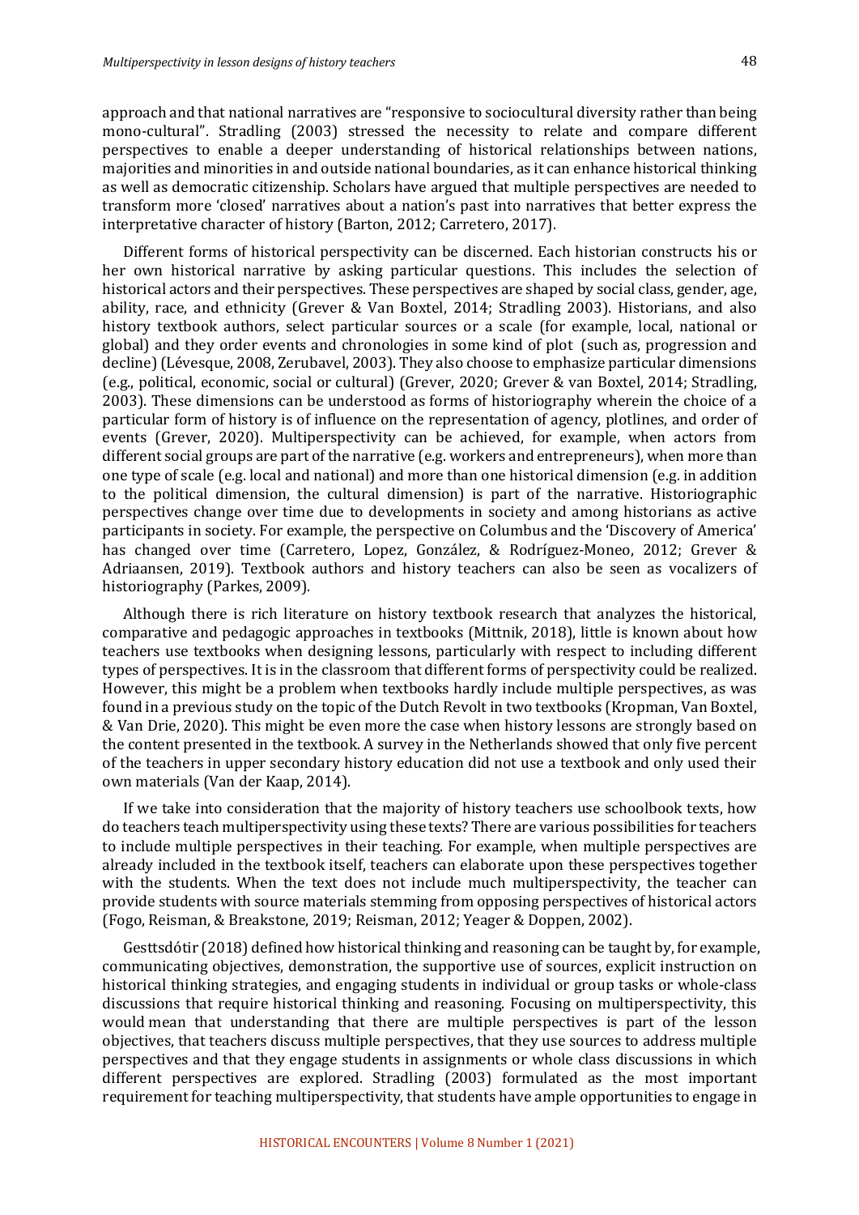approach and that national narratives are "responsive to sociocultural diversity rather than being mono-cultural". Stradling (2003) stressed the necessity to relate and compare different perspectives to enable a deeper understanding of historical relationships between nations, majorities and minorities in and outside national boundaries, as it can enhance historical thinking as well as democratic citizenship. Scholars have argued that multiple perspectives are needed to transform more 'closed' narratives about a nation's past into narratives that better express the interpretative character of history (Barton, 2012; Carretero, 2017).

Different forms of historical perspectivity can be discerned. Each historian constructs his or her own historical narrative by asking particular questions. This includes the selection of historical actors and their perspectives. These perspectives are shaped by social class, gender, age, ability, race, and ethnicity (Grever & Van Boxtel, 2014; Stradling 2003). Historians, and also history textbook authors, select particular sources or a scale (for example, local, national or global) and they order events and chronologies in some kind of plot (such as, progression and decline) (Lévesque, 2008, Zerubavel, 2003). They also choose to emphasize particular dimensions (e.g., political, economic, social or cultural) (Grever, 2020; Grever & van Boxtel, 2014; Stradling, 2003). These dimensions can be understood as forms of historiography wherein the choice of a particular form of history is of influence on the representation of agency, plotlines, and order of events (Grever, 2020). Multiperspectivity can be achieved, for example, when actors from different social groups are part of the narrative (e.g. workers and entrepreneurs), when more than one type of scale (e.g. local and national) and more than one historical dimension (e.g. in addition to the political dimension, the cultural dimension) is part of the narrative. Historiographic perspectives change over time due to developments in society and among historians as active participants in society. For example, the perspective on Columbus and the 'Discovery of America' has changed over time (Carretero, Lopez, González, & Rodríguez-Moneo, 2012; Grever & Adriaansen, 2019). Textbook authors and history teachers can also be seen as vocalizers of historiography (Parkes, 2009).

Although there is rich literature on history textbook research that analyzes the historical, comparative and pedagogic approaches in textbooks (Mittnik, 2018), little is known about how teachers use textbooks when designing lessons, particularly with respect to including different types of perspectives. It is in the classroom that different forms of perspectivity could be realized. However, this might be a problem when textbooks hardly include multiple perspectives, as was found in a previous study on the topic of the Dutch Revolt in two textbooks (Kropman, Van Boxtel, & Van Drie, 2020). This might be even more the case when history lessons are strongly based on the content presented in the textbook. A survey in the Netherlands showed that only five percent of the teachers in upper secondary history education did not use a textbook and only used their own materials (Van der Kaap, 2014).

If we take into consideration that the majority of history teachers use schoolbook texts, how do teachers teach multiperspectivity using these texts? There are various possibilities for teachers to include multiple perspectives in their teaching. For example, when multiple perspectives are already included in the textbook itself, teachers can elaborate upon these perspectives together with the students. When the text does not include much multiperspectivity, the teacher can provide students with source materials stemming from opposing perspectives of historical actors (Fogo, Reisman, & Breakstone, 2019; Reisman, 2012; Yeager & Doppen, 2002).

Gesttsdótir (2018) defined how historical thinking and reasoning can be taught by, for example, communicating objectives, demonstration, the supportive use of sources, explicit instruction on historical thinking strategies, and engaging students in individual or group tasks or whole-class discussions that require historical thinking and reasoning. Focusing on multiperspectivity, this would mean that understanding that there are multiple perspectives is part of the lesson objectives, that teachers discuss multiple perspectives, that they use sources to address multiple perspectives and that they engage students in assignments or whole class discussions in which different perspectives are explored. Stradling (2003) formulated as the most important requirement for teaching multiperspectivity, that students have ample opportunities to engage in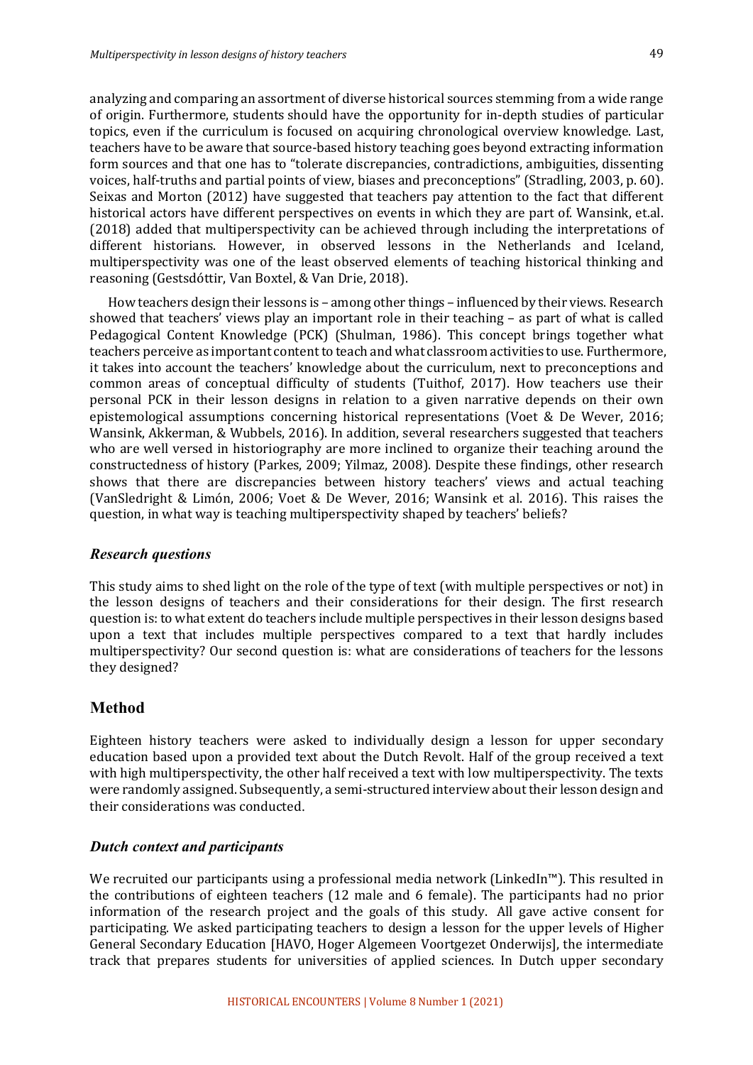analyzing and comparing an assortment of diverse historical sources stemming from a wide range of origin. Furthermore, students should have the opportunity for in-depth studies of particular topics, even if the curriculum is focused on acquiring chronological overview knowledge. Last, teachers have to be aware that source-based history teaching goes beyond extracting information form sources and that one has to "tolerate discrepancies, contradictions, ambiguities, dissenting voices, half-truths and partial points of view, biases and preconceptions" (Stradling, 2003, p. 60). Seixas and Morton (2012) have suggested that teachers pay attention to the fact that different historical actors have different perspectives on events in which they are part of. Wansink, et.al. (2018) added that multiperspectivity can be achieved through including the interpretations of different historians. However, in observed lessons in the Netherlands and Iceland, multiperspectivity was one of the least observed elements of teaching historical thinking and reasoning (Gestsdóttir, Van Boxtel, & Van Drie, 2018).

How teachers design their lessons is – among other things – influenced by their views. Research showed that teachers' views play an important role in their teaching – as part of what is called Pedagogical Content Knowledge (PCK) (Shulman, 1986). This concept brings together what teachers perceive as important content to teach and what classroom activities to use. Furthermore, it takes into account the teachers' knowledge about the curriculum, next to preconceptions and common areas of conceptual difficulty of students (Tuithof, 2017). How teachers use their personal PCK in their lesson designs in relation to a given narrative depends on their own epistemological assumptions concerning historical representations (Voet & De Wever, 2016; Wansink, Akkerman, & Wubbels, 2016). In addition, several researchers suggested that teachers who are well versed in historiography are more inclined to organize their teaching around the constructedness of history (Parkes, 2009; Yilmaz, 2008). Despite these findings, other research shows that there are discrepancies between history teachers' views and actual teaching (VanSledright & Limón, 2006; Voet & De Wever, 2016; Wansink et al. 2016). This raises the question, in what way is teaching multiperspectivity shaped by teachers' beliefs?

### *Research questions*

This study aims to shed light on the role of the type of text (with multiple perspectives or not) in the lesson designs of teachers and their considerations for their design. The first research question is: to what extent do teachers include multiple perspectives in their lesson designs based upon a text that includes multiple perspectives compared to a text that hardly includes multiperspectivity? Our second question is: what are considerations of teachers for the lessons they designed?

## Method

Eighteen history teachers were asked to individually design a lesson for upper secondary education based upon a provided text about the Dutch Revolt. Half of the group received a text with high multiperspectivity, the other half received a text with low multiperspectivity. The texts were randomly assigned. Subsequently, a semi-structured interview about their lesson design and their considerations was conducted.

### *Dutch context and participants*

We recruited our participants using a professional media network (LinkedIn™). This resulted in the contributions of eighteen teachers (12 male and 6 female). The participants had no prior information of the research project and the goals of this study. All gave active consent for participating. We asked participating teachers to design a lesson for the upper levels of Higher General Secondary Education [HAVO, Hoger Algemeen Voortgezet Onderwijs], the intermediate track that prepares students for universities of applied sciences. In Dutch upper secondary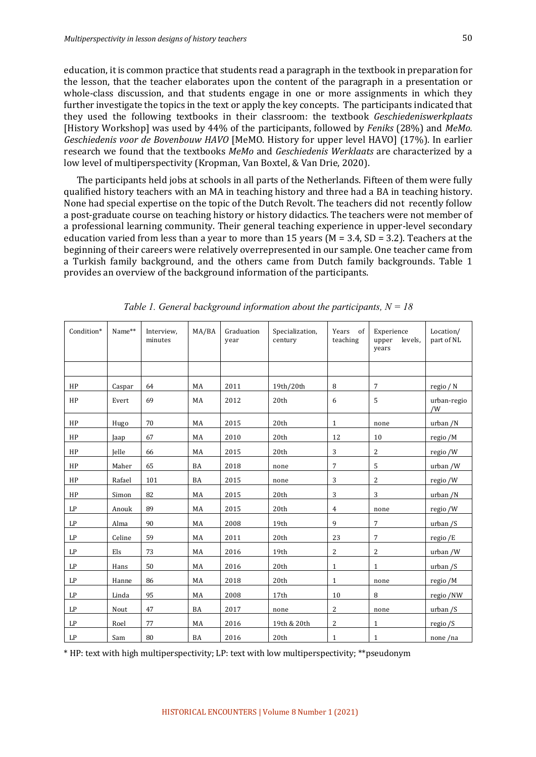education, it is common practice that students read a paragraph in the textbook in preparation for the lesson, that the teacher elaborates upon the content of the paragraph in a presentation or whole-class discussion, and that students engage in one or more assignments in which they further investigate the topics in the text or apply the key concepts. The participants indicated that they used the following textbooks in their classroom: the textbook *Geschiedeniswerkplaats* [History Workshop] was used by 44% of the participants, followed by *Feniks* (28%) and *MeMo. Geschiedenis voor de Bovenbouw HAVO* [MeMO. History for upper level HAVO] (17%). In earlier research we found that the textbooks *MeMo* and *Geschiedenis Werklaats* are characterized by a low level of multiperspectivity (Kropman, Van Boxtel, & Van Drie, 2020).

The participants held jobs at schools in all parts of the Netherlands. Fifteen of them were fully qualified history teachers with an MA in teaching history and three had a BA in teaching history. None had special expertise on the topic of the Dutch Revolt. The teachers did not recently follow a post-graduate course on teaching history or history didactics. The teachers were not member of a professional learning community. Their general teaching experience in upper-level secondary education varied from less than a year to more than 15 years (M = 3.4, SD = 3.2). Teachers at the beginning of their careers were relatively overrepresented in our sample. One teacher came from a Turkish family background, and the others came from Dutch family backgrounds. Table 1 provides an overview of the background information of the participants.

*Table 1. General background information about the participants, N = 18*

| Condition* | Name** | Interview, minutes | MA/BA | Graduation year | Specialization, century | Years of teaching | Experience upper levels, years | Location/ part of NL |
|---|---|---|---|---|---|---|---|---|
| | | | | | | | | |
| HP | Caspar | 64 | MA | 2011 | 19th/20th | 8 | 7 | regio / N |
| HP | Evert | 69 | MA | 2012 | 20th | 6 | 5 | urban-regio /W |
| HP | Hugo | 70 | MA | 2015 | 20th | 1 | none | urban /N |
| HP | Jaap | 67 | MA | 2010 | 20th | 12 | 10 | regio /M |
| HP | Jelle | 66 | MA | 2015 | 20th | 3 | 2 | regio /W |
| HP | Maher | 65 | BA | 2018 | none | 7 | 5 | urban /W |
| HP | Rafael | 101 | BA | 2015 | none | 3 | 2 | regio /W |
| HP | Simon | 82 | MA | 2015 | 20th | 3 | 3 | urban /N |
| LP | Anouk | 89 | MA | 2015 | 20th | 4 | none | regio /W |
| LP | Alma | 90 | MA | 2008 | 19th | 9 | 7 | urban /S |
| LP | Celine | 59 | MA | 2011 | 20th | 23 | 7 | regio /E |
| LP | Els | 73 | MA | 2016 | 19th | 2 | 2 | urban /W |
| LP | Hans | 50 | MA | 2016 | 20th | 1 | 1 | urban /S |
| LP | Hanne | 86 | MA | 2018 | 20th | 1 | none | regio /M |
| LP | Linda | 95 | MA | 2008 | 17th | 10 | 8 | regio /NW |
| LP | Nout | 47 | BA | 2017 | none | 2 | none | urban /S |
| LP | Roel | 77 | MA | 2016 | 19th & 20th | 2 | 1 | regio /S |
| LP | Sam | 80 | BA | 2016 | 20th | 1 | 1 | none /na |

\* HP: text with high multiperspectivity; LP: text with low multiperspectivity; **pseudonym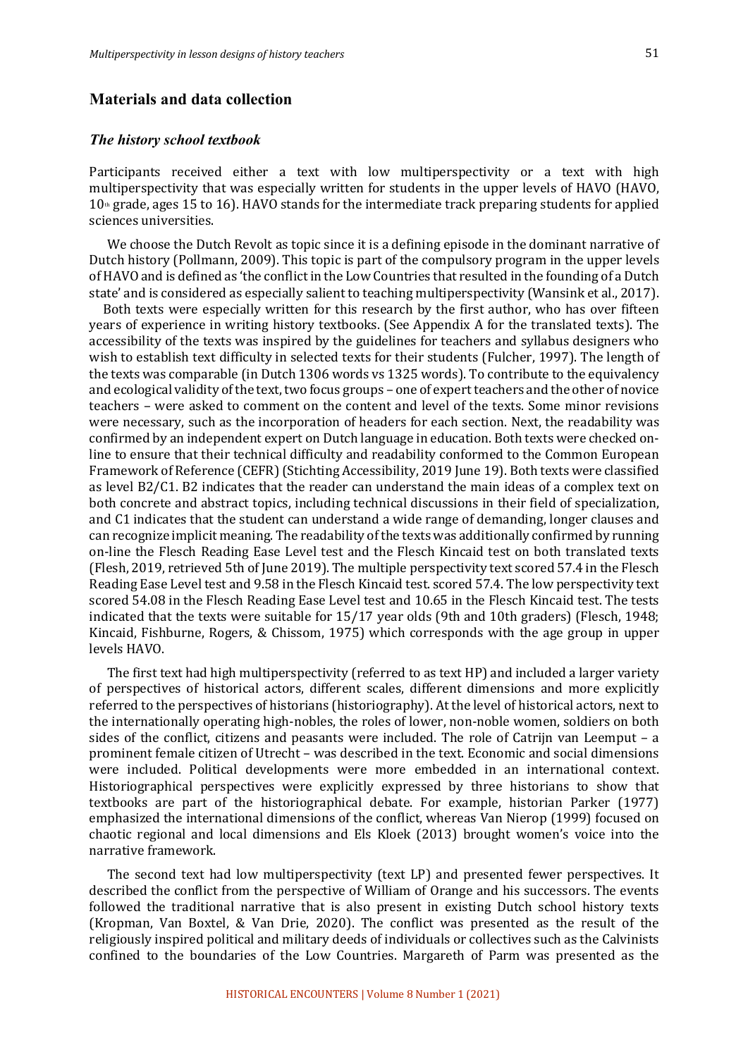## Materials and data collection

### *The history school textbook*

Participants received either a text with low multiperspectivity or a text with high multiperspectivity that was especially written for students in the upper levels of HAVO (HAVO, 10th grade, ages 15 to 16). HAVO stands for the intermediate track preparing students for applied sciences universities.

We choose the Dutch Revolt as topic since it is a defining episode in the dominant narrative of Dutch history (Pollmann, 2009). This topic is part of the compulsory program in the upper levels of HAVO and is defined as 'the conflict in the Low Countries that resulted in the founding of a Dutch state' and is considered as especially salient to teaching multiperspectivity (Wansink et al., 2017).

Both texts were especially written for this research by the first author, who has over fifteen years of experience in writing history textbooks. (See Appendix A for the translated texts). The accessibility of the texts was inspired by the guidelines for teachers and syllabus designers who wish to establish text difficulty in selected texts for their students (Fulcher, 1997). The length of the texts was comparable (in Dutch 1306 words vs 1325 words). To contribute to the equivalency and ecological validity of the text, two focus groups – one of expert teachers and the other of novice teachers – were asked to comment on the content and level of the texts. Some minor revisions were necessary, such as the incorporation of headers for each section. Next, the readability was confirmed by an independent expert on Dutch language in education. Both texts were checked on-line to ensure that their technical difficulty and readability conformed to the Common European Framework of Reference (CEFR) (Stichting Accessibility, 2019 June 19). Both texts were classified as level B2/C1. B2 indicates that the reader can understand the main ideas of a complex text on both concrete and abstract topics, including technical discussions in their field of specialization, and C1 indicates that the student can understand a wide range of demanding, longer clauses and can recognize implicit meaning. The readability of the texts was additionally confirmed by running on-line the Flesch Reading Ease Level test and the Flesch Kincaid test on both translated texts (Flesh, 2019, retrieved 5th of June 2019). The multiple perspectivity text scored 57.4 in the Flesch Reading Ease Level test and 9.58 in the Flesch Kincaid test. scored 57.4. The low perspectivity text scored 54.08 in the Flesch Reading Ease Level test and 10.65 in the Flesch Kincaid test. The tests indicated that the texts were suitable for 15/17 year olds (9th and 10th graders) (Flesch, 1948; Kincaid, Fishburne, Rogers, & Chissom, 1975) which corresponds with the age group in upper levels HAVO.

The first text had high multiperspectivity (referred to as text HP) and included a larger variety of perspectives of historical actors, different scales, different dimensions and more explicitly referred to the perspectives of historians (historiography). At the level of historical actors, next to the internationally operating high-nobles, the roles of lower, non-noble women, soldiers on both sides of the conflict, citizens and peasants were included. The role of Catrijn van Leemput – a prominent female citizen of Utrecht – was described in the text. Economic and social dimensions were included. Political developments were more embedded in an international context. Historiographical perspectives were explicitly expressed by three historians to show that textbooks are part of the historiographical debate. For example, historian Parker (1977) emphasized the international dimensions of the conflict, whereas Van Nierop (1999) focused on chaotic regional and local dimensions and Els Kloek (2013) brought women's voice into the narrative framework.

The second text had low multiperspectivity (text LP) and presented fewer perspectives. It described the conflict from the perspective of William of Orange and his successors. The events followed the traditional narrative that is also present in existing Dutch school history texts (Kropman, Van Boxtel, & Van Drie, 2020). The conflict was presented as the result of the religiously inspired political and military deeds of individuals or collectives such as the Calvinists confined to the boundaries of the Low Countries. Margareth of Parm was presented as the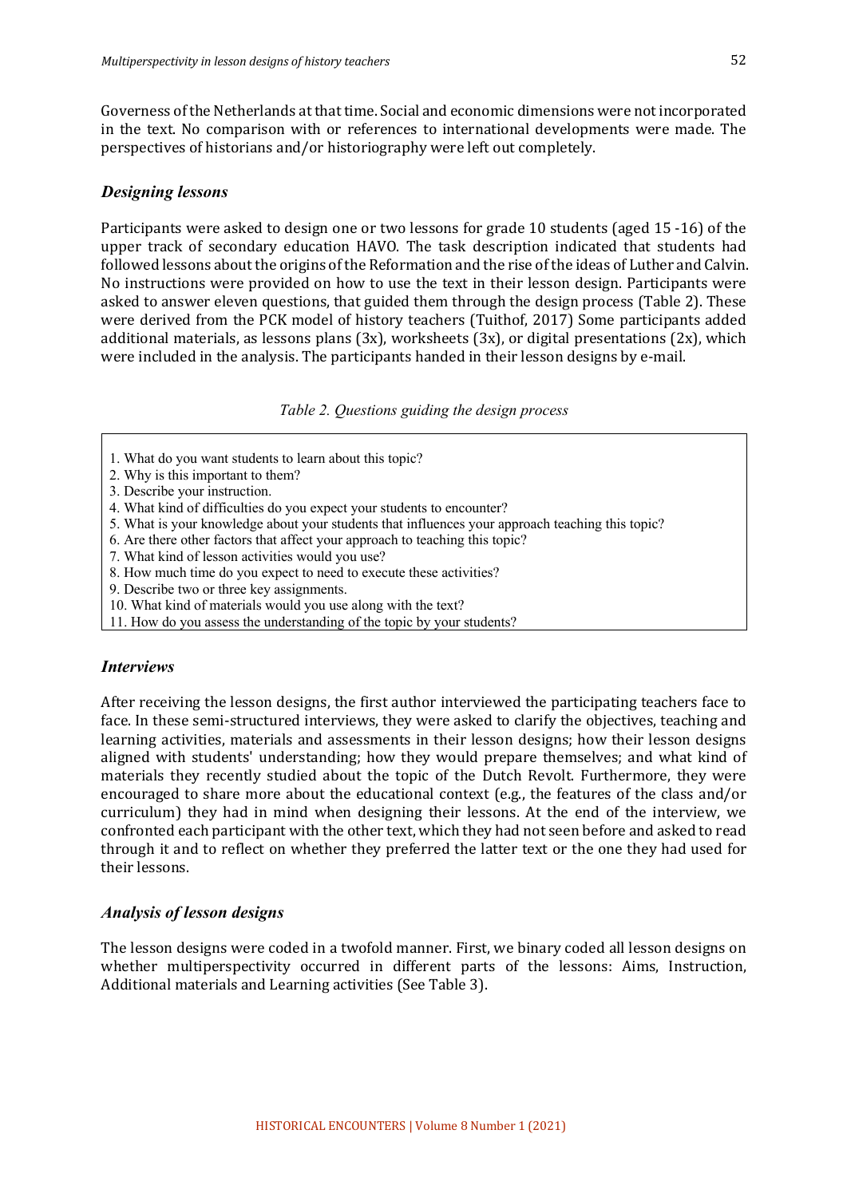Governess of the Netherlands at that time. Social and economic dimensions were not incorporated in the text. No comparison with or references to international developments were made. The perspectives of historians and/or historiography were left out completely.

### *Designing lessons*

Participants were asked to design one or two lessons for grade 10 students (aged 15 -16) of the upper track of secondary education HAVO. The task description indicated that students had followed lessons about the origins of the Reformation and the rise of the ideas of Luther and Calvin. No instructions were provided on how to use the text in their lesson design. Participants were asked to answer eleven questions, that guided them through the design process (Table 2). These were derived from the PCK model of history teachers (Tuithof, 2017) Some participants added additional materials, as lessons plans (3x), worksheets (3x), or digital presentations (2x), which were included in the analysis. The participants handed in their lesson designs by e-mail.

*Table 2. Questions guiding the design process*

1. What do you want students to learn about this topic?
2. Why is this important to them?
3. Describe your instruction.
4. What kind of difficulties do you expect your students to encounter?
5. What is your knowledge about your students that influences your approach teaching this topic?
6. Are there other factors that affect your approach to teaching this topic?
7. What kind of lesson activities would you use?
8. How much time do you expect to need to execute these activities?
9. Describe two or three key assignments.
10. What kind of materials would you use along with the text?
11. How do you assess the understanding of the topic by your students?

### *Interviews*

After receiving the lesson designs, the first author interviewed the participating teachers face to face. In these semi-structured interviews, they were asked to clarify the objectives, teaching and learning activities, materials and assessments in their lesson designs; how their lesson designs aligned with students' understanding; how they would prepare themselves; and what kind of materials they recently studied about the topic of the Dutch Revolt. Furthermore, they were encouraged to share more about the educational context (e.g., the features of the class and/or curriculum) they had in mind when designing their lessons. At the end of the interview, we confronted each participant with the other text, which they had not seen before and asked to read through it and to reflect on whether they preferred the latter text or the one they had used for their lessons.

### *Analysis of lesson designs*

The lesson designs were coded in a twofold manner. First, we binary coded all lesson designs on whether multiperspectivity occurred in different parts of the lessons: Aims, Instruction, Additional materials and Learning activities (See Table 3).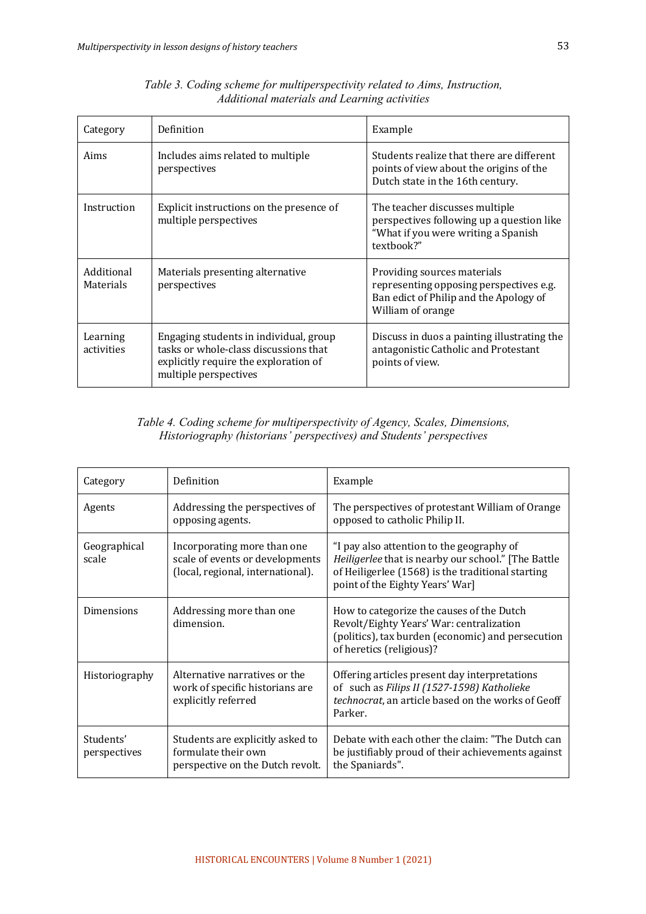*Table 3. Coding scheme for multiperspectivity related to Aims, Instruction, Additional materials and Learning activities*

| Category | Definition | Example |
|---|---|---|
| Aims | Includes aims related to multiple perspectives | Students realize that there are different points of view about the origins of the Dutch state in the 16th century. |
| Instruction | Explicit instructions on the presence of multiple perspectives | The teacher discusses multiple perspectives following up a question like "What if you were writing a Spanish textbook?" |
| Additional Materials | Materials presenting alternative perspectives | Providing sources materials representing opposing perspectives e.g. Ban edict of Philip and the Apology of William of orange |
| Learning activities | Engaging students in individual, group tasks or whole-class discussions that explicitly require the exploration of multiple perspectives | Discuss in duos a painting illustrating the antagonistic Catholic and Protestant points of view. |

*Table 4. Coding scheme for multiperspectivity of Agency, Scales, Dimensions, Historiography (historians' perspectives) and Students' perspectives*

| Category | Definition | Example |
|---|---|---|
| Agents | Addressing the perspectives of opposing agents. | The perspectives of protestant William of Orange opposed to catholic Philip II. |
| Geographical scale | Incorporating more than one scale of events or developments (local, regional, international). | "I pay also attention to the geography of *Heiligerlee* that is nearby our school." [The Battle of Heiligerlee (1568) is the traditional starting point of the Eighty Years' War] |
| Dimensions | Addressing more than one dimension. | How to categorize the causes of the Dutch Revolt/Eighty Years' War: centralization (politics), tax burden (economic) and persecution of heretics (religious)? |
| Historiography | Alternative narratives or the work of specific historians are explicitly referred | Offering articles present day interpretations of such as *Filips II (1527-1598) Katholieke technocrat*, an article based on the works of Geoff Parker. |
| Students' perspectives | Students are explicitly asked to formulate their own perspective on the Dutch revolt. | Debate with each other the claim: "The Dutch can be justifiably proud of their achievements against the Spaniards". |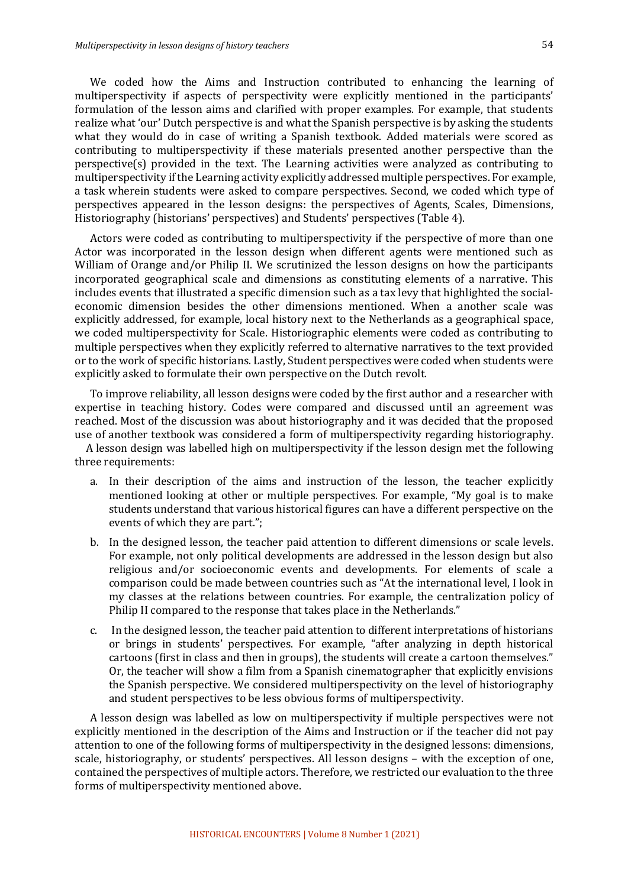We coded how the Aims and Instruction contributed to enhancing the learning of multiperspectivity if aspects of perspectivity were explicitly mentioned in the participants' formulation of the lesson aims and clarified with proper examples. For example, that students realize what 'our' Dutch perspective is and what the Spanish perspective is by asking the students what they would do in case of writing a Spanish textbook. Added materials were scored as contributing to multiperspectivity if these materials presented another perspective than the perspective(s) provided in the text. The Learning activities were analyzed as contributing to multiperspectivity if the Learning activity explicitly addressed multiple perspectives. For example, a task wherein students were asked to compare perspectives. Second, we coded which type of perspectives appeared in the lesson designs: the perspectives of Agents, Scales, Dimensions, Historiography (historians' perspectives) and Students' perspectives (Table 4).

Actors were coded as contributing to multiperspectivity if the perspective of more than one Actor was incorporated in the lesson design when different agents were mentioned such as William of Orange and/or Philip II. We scrutinized the lesson designs on how the participants incorporated geographical scale and dimensions as constituting elements of a narrative. This includes events that illustrated a specific dimension such as a tax levy that highlighted the social-economic dimension besides the other dimensions mentioned. When a another scale was explicitly addressed, for example, local history next to the Netherlands as a geographical space, we coded multiperspectivity for Scale. Historiographic elements were coded as contributing to multiple perspectives when they explicitly referred to alternative narratives to the text provided or to the work of specific historians. Lastly, Student perspectives were coded when students were explicitly asked to formulate their own perspective on the Dutch revolt.

To improve reliability, all lesson designs were coded by the first author and a researcher with expertise in teaching history. Codes were compared and discussed until an agreement was reached. Most of the discussion was about historiography and it was decided that the proposed use of another textbook was considered a form of multiperspectivity regarding historiography.

A lesson design was labelled high on multiperspectivity if the lesson design met the following three requirements:

a. In their description of the aims and instruction of the lesson, the teacher explicitly mentioned looking at other or multiple perspectives. For example, "My goal is to make students understand that various historical figures can have a different perspective on the events of which they are part.";

b. In the designed lesson, the teacher paid attention to different dimensions or scale levels. For example, not only political developments are addressed in the lesson design but also religious and/or socioeconomic events and developments. For elements of scale a comparison could be made between countries such as "At the international level, I look in my classes at the relations between countries. For example, the centralization policy of Philip II compared to the response that takes place in the Netherlands."

c. In the designed lesson, the teacher paid attention to different interpretations of historians or brings in students' perspectives. For example, "after analyzing in depth historical cartoons (first in class and then in groups), the students will create a cartoon themselves." Or, the teacher will show a film from a Spanish cinematographer that explicitly envisions the Spanish perspective. We considered multiperspectivity on the level of historiography and student perspectives to be less obvious forms of multiperspectivity.

A lesson design was labelled as low on multiperspectivity if multiple perspectives were not explicitly mentioned in the description of the Aims and Instruction or if the teacher did not pay attention to one of the following forms of multiperspectivity in the designed lessons: dimensions, scale, historiography, or students' perspectives. All lesson designs – with the exception of one, contained the perspectives of multiple actors. Therefore, we restricted our evaluation to the three forms of multiperspectivity mentioned above.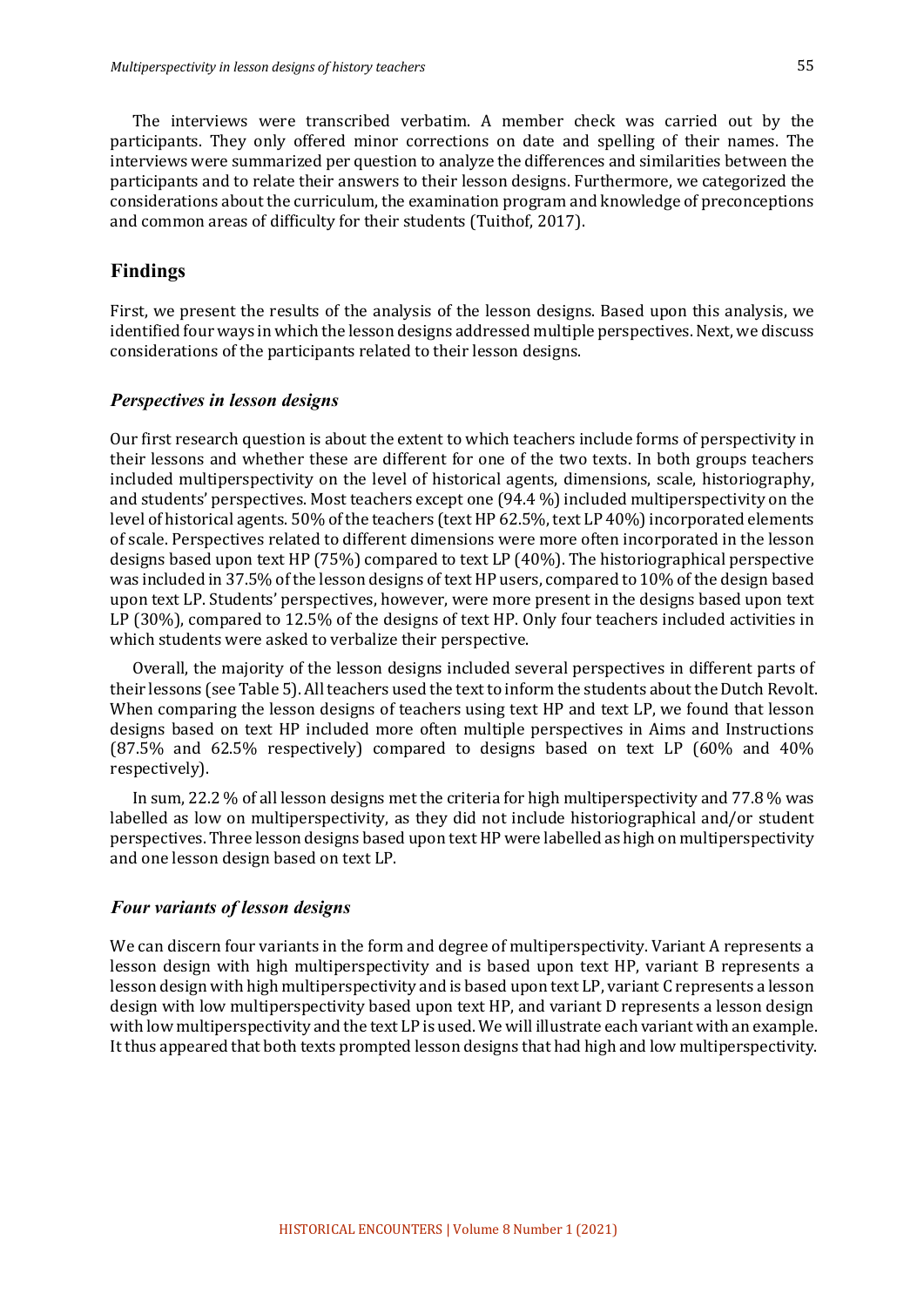The interviews were transcribed verbatim. A member check was carried out by the participants. They only offered minor corrections on date and spelling of their names. The interviews were summarized per question to analyze the differences and similarities between the participants and to relate their answers to their lesson designs. Furthermore, we categorized the considerations about the curriculum, the examination program and knowledge of preconceptions and common areas of difficulty for their students (Tuithof, 2017).

## Findings

First, we present the results of the analysis of the lesson designs. Based upon this analysis, we identified four ways in which the lesson designs addressed multiple perspectives. Next, we discuss considerations of the participants related to their lesson designs.

### *Perspectives in lesson designs*

Our first research question is about the extent to which teachers include forms of perspectivity in their lessons and whether these are different for one of the two texts. In both groups teachers included multiperspectivity on the level of historical agents, dimensions, scale, historiography, and students' perspectives. Most teachers except one (94.4 %) included multiperspectivity on the level of historical agents. 50% of the teachers (text HP 62.5%, text LP 40%) incorporated elements of scale. Perspectives related to different dimensions were more often incorporated in the lesson designs based upon text HP (75%) compared to text LP (40%). The historiographical perspective was included in 37.5% of the lesson designs of text HP users, compared to 10% of the design based upon text LP. Students' perspectives, however, were more present in the designs based upon text LP (30%), compared to 12.5% of the designs of text HP. Only four teachers included activities in which students were asked to verbalize their perspective.

Overall, the majority of the lesson designs included several perspectives in different parts of their lessons (see Table 5). All teachers used the text to inform the students about the Dutch Revolt. When comparing the lesson designs of teachers using text HP and text LP, we found that lesson designs based on text HP included more often multiple perspectives in Aims and Instructions (87.5% and 62.5% respectively) compared to designs based on text LP (60% and 40% respectively).

In sum, 22.2 % of all lesson designs met the criteria for high multiperspectivity and 77.8 % was labelled as low on multiperspectivity, as they did not include historiographical and/or student perspectives. Three lesson designs based upon text HP were labelled as high on multiperspectivity and one lesson design based on text LP.

### *Four variants of lesson designs*

We can discern four variants in the form and degree of multiperspectivity. Variant A represents a lesson design with high multiperspectivity and is based upon text HP, variant B represents a lesson design with high multiperspectivity and is based upon text LP, variant C represents a lesson design with low multiperspectivity based upon text HP, and variant D represents a lesson design with low multiperspectivity and the text LP is used. We will illustrate each variant with an example. It thus appeared that both texts prompted lesson designs that had high and low multiperspectivity.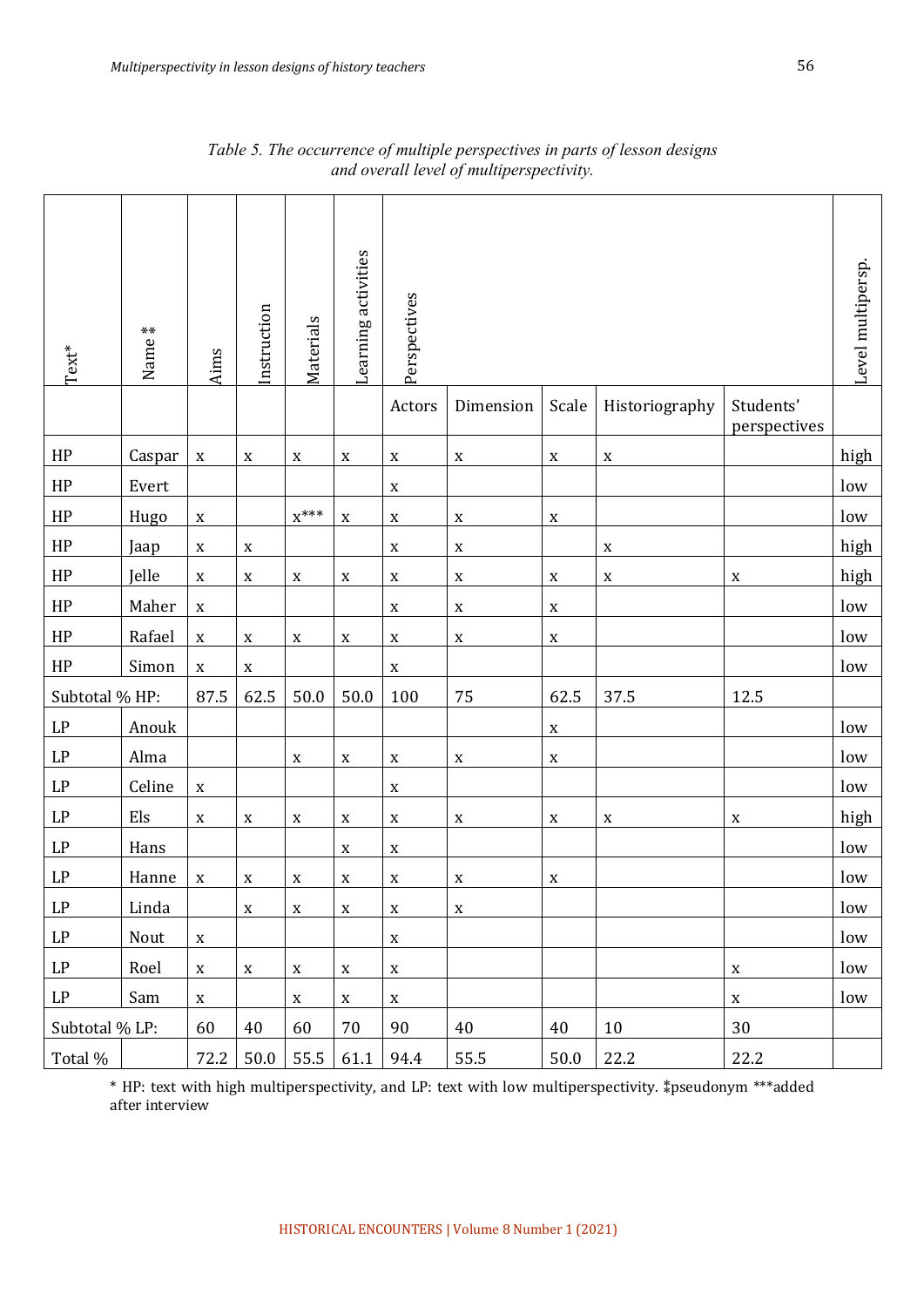*Table 5. The occurrence of multiple perspectives in parts of lesson designs and overall level of multiperspectivity.*

| Text* | Name** | Aims | Instruction | Materials | Learning activities | Perspectives | | | | | Level multipersp. |
|---|---|---|---|---|---|---|---|---|---|---|---|
| | | | | | | Actors | Dimension | Scale | Historiography | Students' perspectives | |
| HP | Caspar | x | x | x | x | x | x | x | x | | high |
| HP | Evert | | | | | x | | | | | low |
| HP | Hugo | x | | x*** | x | x | x | x | | | low |
| HP | Jaap | x | x | | | x | x | | x | | high |
| HP | Jelle | x | x | x | x | x | x | x | x | x | high |
| HP | Maher | x | | | | x | x | x | | | low |
| HP | Rafael | x | x | x | x | x | x | x | | | low |
| HP | Simon | x | x | | | x | | | | | low |
| Subtotal % HP: | | 87.5 | 62.5 | 50.0 | 50.0 | 100 | 75 | 62.5 | 37.5 | 12.5 | |
| LP | Anouk | | | | | | | x | | | low |
| LP | Alma | | | x | x | x | x | x | | | low |
| LP | Celine | x | | | | x | | | | | low |
| LP | Els | x | x | x | x | x | x | x | x | x | high |
| LP | Hans | | | | x | x | | | | | low |
| LP | Hanne | x | x | x | x | x | x | x | | | low |
| LP | Linda | | x | x | x | x | x | | | | low |
| LP | Nout | x | | | | x | | | | | low |
| LP | Roel | x | x | x | x | x | | | | x | low |
| LP | Sam | x | | x | x | x | | | | x | low |
| Subtotal % LP: | | 60 | 40 | 60 | 70 | 90 | 40 | 40 | 10 | 30 | |
| Total % | | 72.2 | 50.0 | 55.5 | 61.1 | 94.4 | 55.5 | 50.0 | 22.2 | 22.2 | |

* HP: text with high multiperspectivity, and LP: text with low multiperspectivity. **pseudonym ***added after interview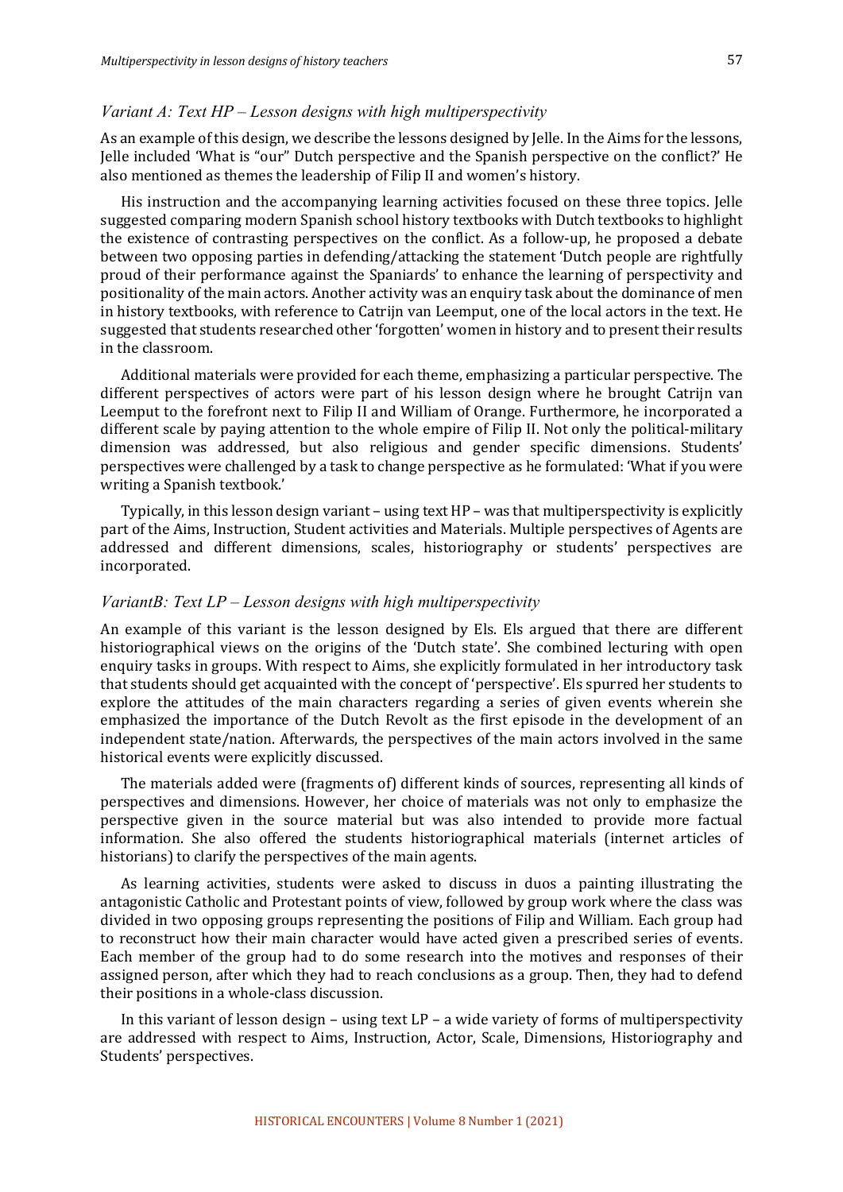### *Variant A: Text HP – Lesson designs with high multiperspectivity*

As an example of this design, we describe the lessons designed by Jelle. In the Aims for the lessons, Jelle included 'What is "our" Dutch perspective and the Spanish perspective on the conflict?' He also mentioned as themes the leadership of Filip II and women's history.

His instruction and the accompanying learning activities focused on these three topics. Jelle suggested comparing modern Spanish school history textbooks with Dutch textbooks to highlight the existence of contrasting perspectives on the conflict. As a follow-up, he proposed a debate between two opposing parties in defending/attacking the statement 'Dutch people are rightfully proud of their performance against the Spaniards' to enhance the learning of perspectivity and positionality of the main actors. Another activity was an enquiry task about the dominance of men in history textbooks, with reference to Catrijn van Leemput, one of the local actors in the text. He suggested that students researched other 'forgotten' women in history and to present their results in the classroom.

Additional materials were provided for each theme, emphasizing a particular perspective. The different perspectives of actors were part of his lesson design where he brought Catrijn van Leemput to the forefront next to Filip II and William of Orange. Furthermore, he incorporated a different scale by paying attention to the whole empire of Filip II. Not only the political-military dimension was addressed, but also religious and gender specific dimensions. Students' perspectives were challenged by a task to change perspective as he formulated: 'What if you were writing a Spanish textbook.'

Typically, in this lesson design variant – using text HP – was that multiperspectivity is explicitly part of the Aims, Instruction, Student activities and Materials. Multiple perspectives of Agents are addressed and different dimensions, scales, historiography or students' perspectives are incorporated.

### *VariantB: Text LP – Lesson designs with high multiperspectivity*

An example of this variant is the lesson designed by Els. Els argued that there are different historiographical views on the origins of the 'Dutch state'. She combined lecturing with open enquiry tasks in groups. With respect to Aims, she explicitly formulated in her introductory task that students should get acquainted with the concept of 'perspective'. Els spurred her students to explore the attitudes of the main characters regarding a series of given events wherein she emphasized the importance of the Dutch Revolt as the first episode in the development of an independent state/nation. Afterwards, the perspectives of the main actors involved in the same historical events were explicitly discussed.

The materials added were (fragments of) different kinds of sources, representing all kinds of perspectives and dimensions. However, her choice of materials was not only to emphasize the perspective given in the source material but was also intended to provide more factual information. She also offered the students historiographical materials (internet articles of historians) to clarify the perspectives of the main agents.

As learning activities, students were asked to discuss in duos a painting illustrating the antagonistic Catholic and Protestant points of view, followed by group work where the class was divided in two opposing groups representing the positions of Filip and William. Each group had to reconstruct how their main character would have acted given a prescribed series of events. Each member of the group had to do some research into the motives and responses of their assigned person, after which they had to reach conclusions as a group. Then, they had to defend their positions in a whole-class discussion.

In this variant of lesson design – using text LP – a wide variety of forms of multiperspectivity are addressed with respect to Aims, Instruction, Actor, Scale, Dimensions, Historiography and Students' perspectives.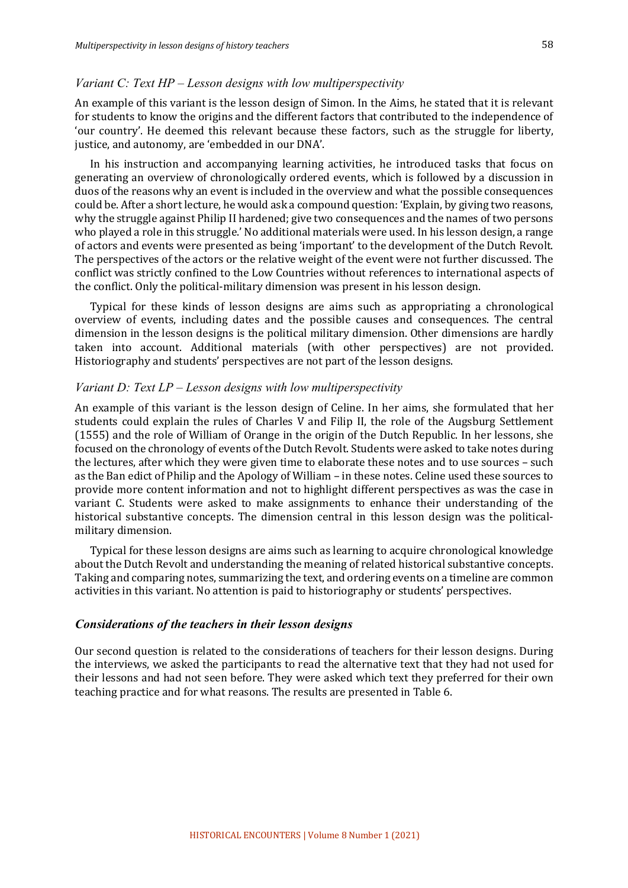### *Variant C: Text HP – Lesson designs with low multiperspectivity*

An example of this variant is the lesson design of Simon. In the Aims, he stated that it is relevant for students to know the origins and the different factors that contributed to the independence of 'our country'. He deemed this relevant because these factors, such as the struggle for liberty, justice, and autonomy, are 'embedded in our DNA'.

In his instruction and accompanying learning activities, he introduced tasks that focus on generating an overview of chronologically ordered events, which is followed by a discussion in duos of the reasons why an event is included in the overview and what the possible consequences could be. After a short lecture, he would ask a compound question: 'Explain, by giving two reasons, why the struggle against Philip II hardened; give two consequences and the names of two persons who played a role in this struggle.' No additional materials were used. In his lesson design, a range of actors and events were presented as being 'important' to the development of the Dutch Revolt. The perspectives of the actors or the relative weight of the event were not further discussed. The conflict was strictly confined to the Low Countries without references to international aspects of the conflict. Only the political-military dimension was present in his lesson design.

Typical for these kinds of lesson designs are aims such as appropriating a chronological overview of events, including dates and the possible causes and consequences. The central dimension in the lesson designs is the political military dimension. Other dimensions are hardly taken into account. Additional materials (with other perspectives) are not provided. Historiography and students' perspectives are not part of the lesson designs.

### *Variant D: Text LP – Lesson designs with low multiperspectivity*

An example of this variant is the lesson design of Celine. In her aims, she formulated that her students could explain the rules of Charles V and Filip II, the role of the Augsburg Settlement (1555) and the role of William of Orange in the origin of the Dutch Republic. In her lessons, she focused on the chronology of events of the Dutch Revolt. Students were asked to take notes during the lectures, after which they were given time to elaborate these notes and to use sources – such as the Ban edict of Philip and the Apology of William – in these notes. Celine used these sources to provide more content information and not to highlight different perspectives as was the case in variant C. Students were asked to make assignments to enhance their understanding of the historical substantive concepts. The dimension central in this lesson design was the political-military dimension.

Typical for these lesson designs are aims such as learning to acquire chronological knowledge about the Dutch Revolt and understanding the meaning of related historical substantive concepts. Taking and comparing notes, summarizing the text, and ordering events on a timeline are common activities in this variant. No attention is paid to historiography or students' perspectives.

## *Considerations of the teachers in their lesson designs*

Our second question is related to the considerations of teachers for their lesson designs. During the interviews, we asked the participants to read the alternative text that they had not used for their lessons and had not seen before. They were asked which text they preferred for their own teaching practice and for what reasons. The results are presented in Table 6.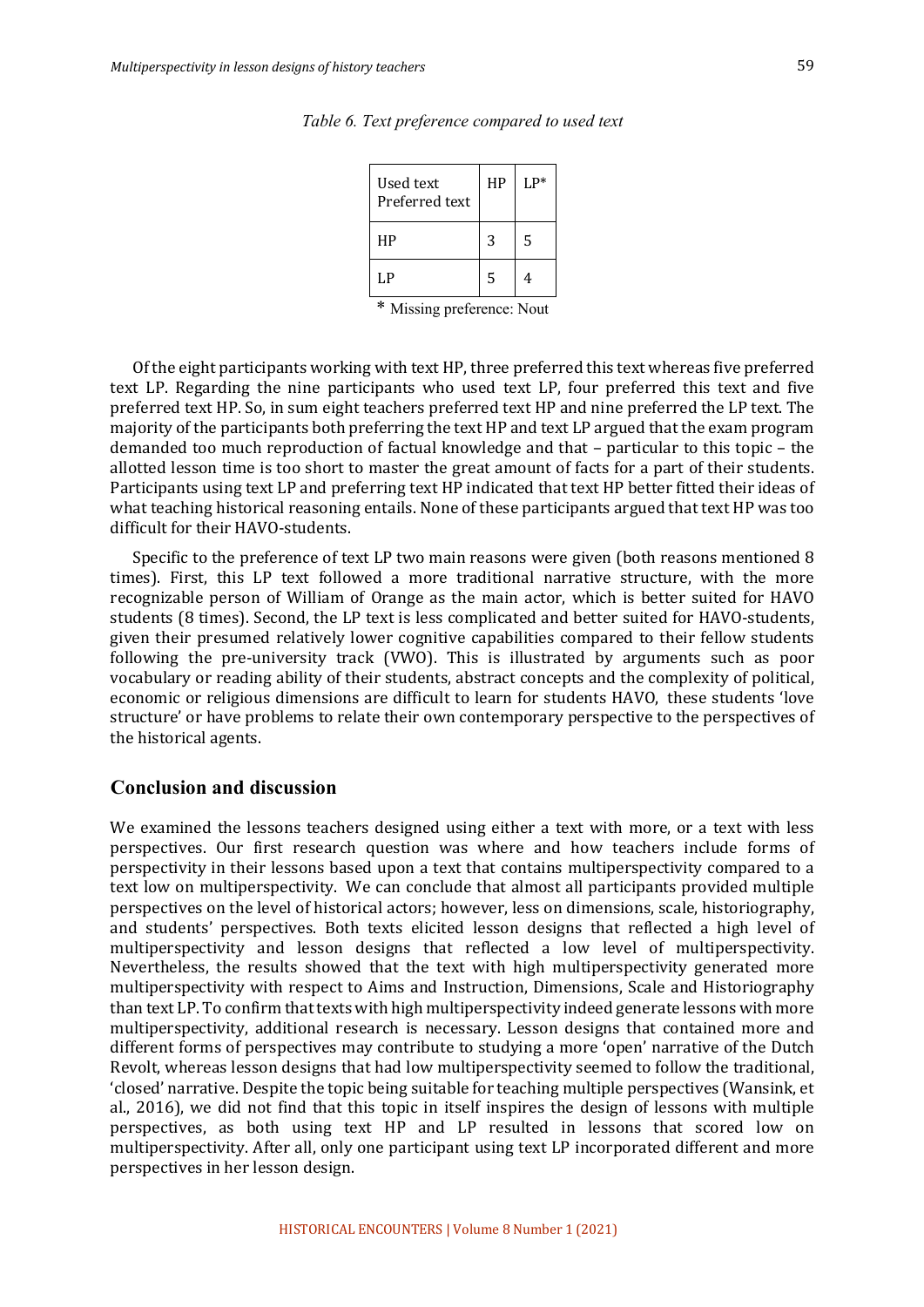*Table 6. Text preference compared to used text*

| Used text<br>Preferred text | HP | LP* |
|---|---|---|
| HP | 3 | 5 |
| LP | 5 | 4 |

\* Missing preference: Nout

Of the eight participants working with text HP, three preferred this text whereas five preferred text LP. Regarding the nine participants who used text LP, four preferred this text and five preferred text HP. So, in sum eight teachers preferred text HP and nine preferred the LP text. The majority of the participants both preferring the text HP and text LP argued that the exam program demanded too much reproduction of factual knowledge and that – particular to this topic – the allotted lesson time is too short to master the great amount of facts for a part of their students. Participants using text LP and preferring text HP indicated that text HP better fitted their ideas of what teaching historical reasoning entails. None of these participants argued that text HP was too difficult for their HAVO-students.

Specific to the preference of text LP two main reasons were given (both reasons mentioned 8 times). First, this LP text followed a more traditional narrative structure, with the more recognizable person of William of Orange as the main actor, which is better suited for HAVO students (8 times). Second, the LP text is less complicated and better suited for HAVO-students, given their presumed relatively lower cognitive capabilities compared to their fellow students following the pre-university track (VWO). This is illustrated by arguments such as poor vocabulary or reading ability of their students, abstract concepts and the complexity of political, economic or religious dimensions are difficult to learn for students HAVO, these students 'love structure' or have problems to relate their own contemporary perspective to the perspectives of the historical agents.

## Conclusion and discussion

We examined the lessons teachers designed using either a text with more, or a text with less perspectives. Our first research question was where and how teachers include forms of perspectivity in their lessons based upon a text that contains multiperspectivity compared to a text low on multiperspectivity. We can conclude that almost all participants provided multiple perspectives on the level of historical actors; however, less on dimensions, scale, historiography, and students' perspectives. Both texts elicited lesson designs that reflected a high level of multiperspectivity and lesson designs that reflected a low level of multiperspectivity. Nevertheless, the results showed that the text with high multiperspectivity generated more multiperspectivity with respect to Aims and Instruction, Dimensions, Scale and Historiography than text LP. To confirm that texts with high multiperspectivity indeed generate lessons with more multiperspectivity, additional research is necessary. Lesson designs that contained more and different forms of perspectives may contribute to studying a more 'open' narrative of the Dutch Revolt, whereas lesson designs that had low multiperspectivity seemed to follow the traditional, 'closed' narrative. Despite the topic being suitable for teaching multiple perspectives (Wansink, et al., 2016), we did not find that this topic in itself inspires the design of lessons with multiple perspectives, as both using text HP and LP resulted in lessons that scored low on multiperspectivity. After all, only one participant using text LP incorporated different and more perspectives in her lesson design.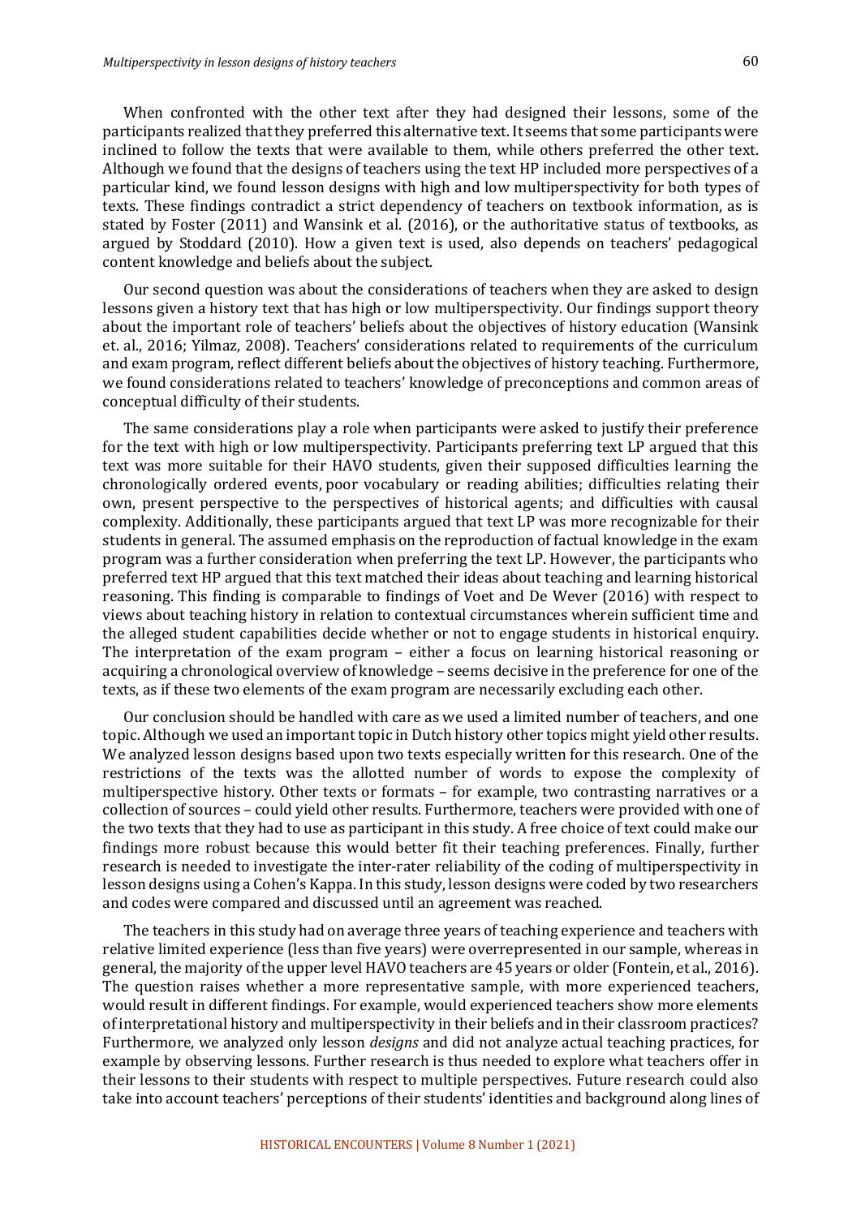When confronted with the other text after they had designed their lessons, some of the participants realized that they preferred this alternative text. It seems that some participants were inclined to follow the texts that were available to them, while others preferred the other text. Although we found that the designs of teachers using the text HP included more perspectives of a particular kind, we found lesson designs with high and low multiperspectivity for both types of texts. These findings contradict a strict dependency of teachers on textbook information, as is stated by Foster (2011) and Wansink et al. (2016), or the authoritative status of textbooks, as argued by Stoddard (2010). How a given text is used, also depends on teachers' pedagogical content knowledge and beliefs about the subject.

Our second question was about the considerations of teachers when they are asked to design lessons given a history text that has high or low multiperspectivity. Our findings support theory about the important role of teachers' beliefs about the objectives of history education (Wansink et. al., 2016; Yilmaz, 2008). Teachers' considerations related to requirements of the curriculum and exam program, reflect different beliefs about the objectives of history teaching. Furthermore, we found considerations related to teachers' knowledge of preconceptions and common areas of conceptual difficulty of their students.

The same considerations play a role when participants were asked to justify their preference for the text with high or low multiperspectivity. Participants preferring text LP argued that this text was more suitable for their HAVO students, given their supposed difficulties learning the chronologically ordered events, poor vocabulary or reading abilities; difficulties relating their own, present perspective to the perspectives of historical agents; and difficulties with causal complexity. Additionally, these participants argued that text LP was more recognizable for their students in general. The assumed emphasis on the reproduction of factual knowledge in the exam program was a further consideration when preferring the text LP. However, the participants who preferred text HP argued that this text matched their ideas about teaching and learning historical reasoning. This finding is comparable to findings of Voet and De Wever (2016) with respect to views about teaching history in relation to contextual circumstances wherein sufficient time and the alleged student capabilities decide whether or not to engage students in historical enquiry. The interpretation of the exam program – either a focus on learning historical reasoning or acquiring a chronological overview of knowledge – seems decisive in the preference for one of the texts, as if these two elements of the exam program are necessarily excluding each other.

Our conclusion should be handled with care as we used a limited number of teachers, and one topic. Although we used an important topic in Dutch history other topics might yield other results. We analyzed lesson designs based upon two texts especially written for this research. One of the restrictions of the texts was the allotted number of words to expose the complexity of multiperspective history. Other texts or formats – for example, two contrasting narratives or a collection of sources – could yield other results. Furthermore, teachers were provided with one of the two texts that they had to use as participant in this study. A free choice of text could make our findings more robust because this would better fit their teaching preferences. Finally, further research is needed to investigate the inter-rater reliability of the coding of multiperspectivity in lesson designs using a Cohen's Kappa. In this study, lesson designs were coded by two researchers and codes were compared and discussed until an agreement was reached.

The teachers in this study had on average three years of teaching experience and teachers with relative limited experience (less than five years) were overrepresented in our sample, whereas in general, the majority of the upper level HAVO teachers are 45 years or older (Fontein, et al., 2016). The question raises whether a more representative sample, with more experienced teachers, would result in different findings. For example, would experienced teachers show more elements of interpretational history and multiperspectivity in their beliefs and in their classroom practices? Furthermore, we analyzed only lesson *designs* and did not analyze actual teaching practices, for example by observing lessons. Further research is thus needed to explore what teachers offer in their lessons to their students with respect to multiple perspectives. Future research could also take into account teachers' perceptions of their students' identities and background along lines of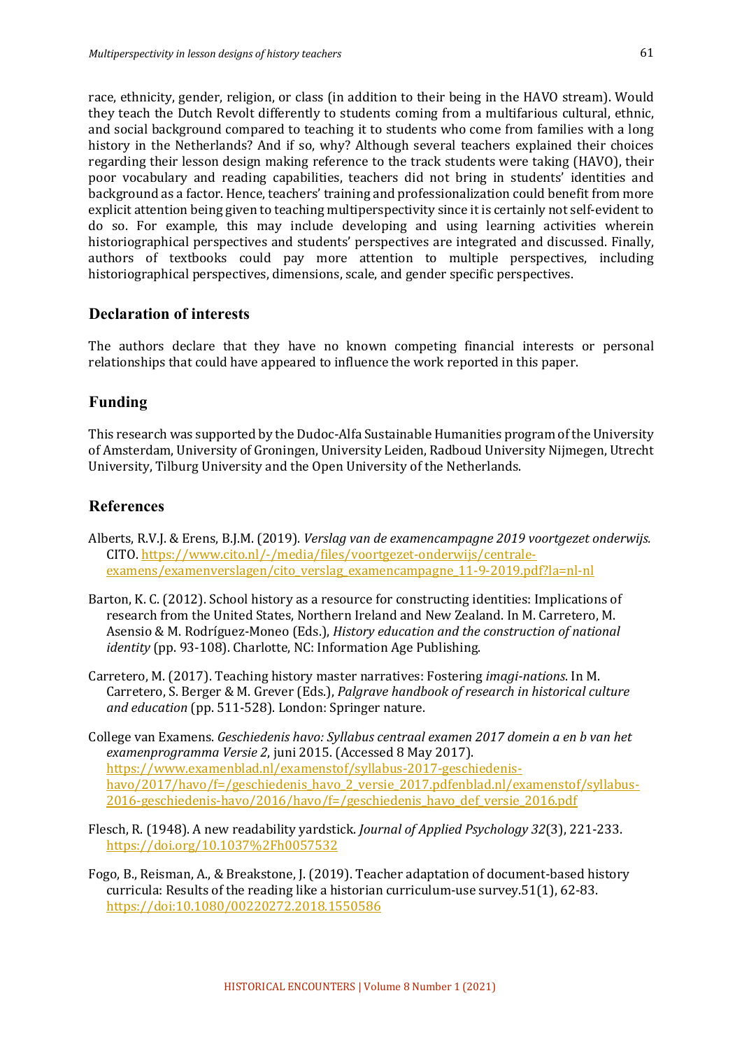race, ethnicity, gender, religion, or class (in addition to their being in the HAVO stream). Would they teach the Dutch Revolt differently to students coming from a multifarious cultural, ethnic, and social background compared to teaching it to students who come from families with a long history in the Netherlands? And if so, why? Although several teachers explained their choices regarding their lesson design making reference to the track students were taking (HAVO), their poor vocabulary and reading capabilities, teachers did not bring in students' identities and background as a factor. Hence, teachers' training and professionalization could benefit from more explicit attention being given to teaching multiperspectivity since it is certainly not self-evident to do so. For example, this may include developing and using learning activities wherein historiographical perspectives and students' perspectives are integrated and discussed. Finally, authors of textbooks could pay more attention to multiple perspectives, including historiographical perspectives, dimensions, scale, and gender specific perspectives.

## Declaration of interests

The authors declare that they have no known competing financial interests or personal relationships that could have appeared to influence the work reported in this paper.

## Funding

This research was supported by the Dudoc-Alfa Sustainable Humanities program of the University of Amsterdam, University of Groningen, University Leiden, Radboud University Nijmegen, Utrecht University, Tilburg University and the Open University of the Netherlands.

## References

Alberts, R.V.J. & Erens, B.J.M. (2019). *Verslag van de examencampagne 2019 voortgezet onderwijs.* CITO. https://www.cito.nl/-/media/files/voortgezet-onderwijs/centrale-examens/examenverslagen/cito_verslag_examencampagne_11-9-2019.pdf?la=nl-nl

Barton, K. C. (2012). School history as a resource for constructing identities: Implications of research from the United States, Northern Ireland and New Zealand. In M. Carretero, M. Asensio & M. Rodríguez-Moneo (Eds.), *History education and the construction of national identity* (pp. 93-108). Charlotte, NC: Information Age Publishing.

Carretero, M. (2017). Teaching history master narratives: Fostering *imagi-nations*. In M. Carretero, S. Berger & M. Grever (Eds.), *Palgrave handbook of research in historical culture and education* (pp. 511-528). London: Springer nature.

College van Examens. *Geschiedenis havo: Syllabus centraal examen 2017 domein a en b van het examenprogramma Versie 2*, juni 2015. (Accessed 8 May 2017). https://www.examenblad.nl/examenstof/syllabus-2017-geschiedenis-havo/2017/havo/f=/geschiedenis_havo_2_versie_2017.pdfenblad.nl/examenstof/syllabus-2016-geschiedenis-havo/2016/havo/f=/geschiedenis_havo_def_versie_2016.pdf

Flesch, R. (1948). A new readability yardstick. *Journal of Applied Psychology 32*(3), 221-233. https://doi.org/10.1037%2Fh0057532

Fogo, B., Reisman, A., & Breakstone, J. (2019). Teacher adaptation of document-based history curricula: Results of the reading like a historian curriculum-use survey.51(1), 62-83. https://doi:10.1080/00220272.2018.1550586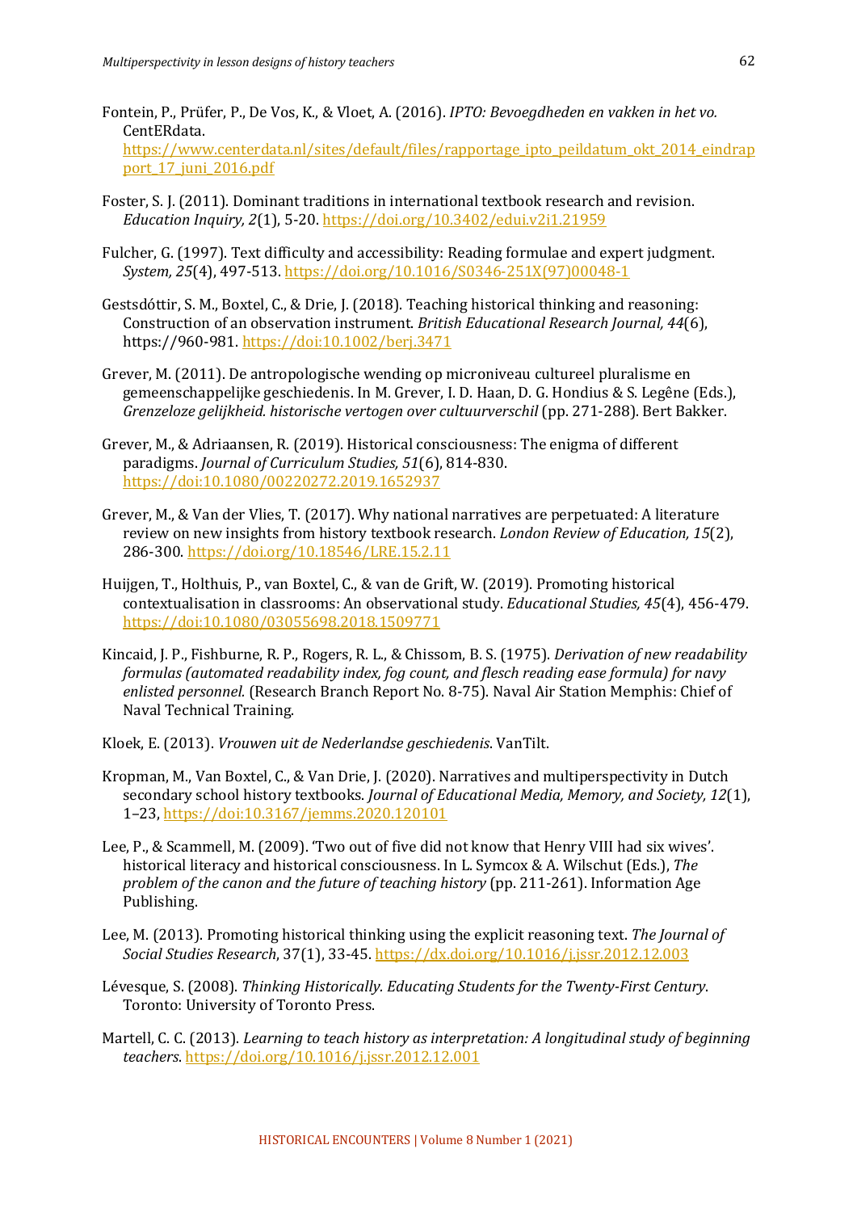Fontein, P., Prüfer, P., De Vos, K., & Vloet, A. (2016). *IPTO: Bevoegdheden en vakken in het vo.* CentERdata. https://www.centerdata.nl/sites/default/files/rapportage_ipto_peildatum_okt_2014_eindrapport_17_juni_2016.pdf

Foster, S. J. (2011). Dominant traditions in international textbook research and revision. *Education Inquiry, 2*(1), 5-20. https://doi.org/10.3402/edui.v2i1.21959

Fulcher, G. (1997). Text difficulty and accessibility: Reading formulae and expert judgment. *System, 25*(4), 497-513. https://doi.org/10.1016/S0346-251X(97)00048-1

Gestsdóttir, S. M., Boxtel, C., & Drie, J. (2018). Teaching historical thinking and reasoning: Construction of an observation instrument. *British Educational Research Journal, 44*(6), https://960-981. https://doi:10.1002/berj.3471

Grever, M. (2011). De antropologische wending op microniveau cultureel pluralisme en gemeenschappelijke geschiedenis. In M. Grever, I. D. Haan, D. G. Hondius & S. Legêne (Eds.), *Grenzeloze gelijkheid. historische vertogen over cultuurverschil* (pp. 271-288). Bert Bakker.

Grever, M., & Adriaansen, R. (2019). Historical consciousness: The enigma of different paradigms. *Journal of Curriculum Studies, 51*(6), 814-830. https://doi:10.1080/00220272.2019.1652937

Grever, M., & Van der Vlies, T. (2017). Why national narratives are perpetuated: A literature review on new insights from history textbook research. *London Review of Education, 15*(2), 286-300. https://doi.org/10.18546/LRE.15.2.11

Huijgen, T., Holthuis, P., van Boxtel, C., & van de Grift, W. (2019). Promoting historical contextualisation in classrooms: An observational study. *Educational Studies, 45*(4), 456-479. https://doi:10.1080/03055698.2018.1509771

Kincaid, J. P., Fishburne, R. P., Rogers, R. L., & Chissom, B. S. (1975). *Derivation of new readability formulas (automated readability index, fog count, and flesch reading ease formula) for navy enlisted personnel.* (Research Branch Report No. 8-75). Naval Air Station Memphis: Chief of Naval Technical Training.

Kloek, E. (2013). *Vrouwen uit de Nederlandse geschiedenis*. VanTilt.

Kropman, M., Van Boxtel, C., & Van Drie, J. (2020). Narratives and multiperspectivity in Dutch secondary school history textbooks. *Journal of Educational Media, Memory, and Society, 12*(1), 1–23, https://doi:10.3167/jemms.2020.120101

Lee, P., & Scammell, M. (2009). 'Two out of five did not know that Henry VIII had six wives'. historical literacy and historical consciousness. In L. Symcox & A. Wilschut (Eds.), *The problem of the canon and the future of teaching history* (pp. 211-261). Information Age Publishing.

Lee, M. (2013). Promoting historical thinking using the explicit reasoning text. *The Journal of Social Studies Research*, 37(1), 33-45. https://dx.doi.org/10.1016/j.jssr.2012.12.003

Lévesque, S. (2008). *Thinking Historically. Educating Students for the Twenty-First Century*. Toronto: University of Toronto Press.

Martell, C. C. (2013). *Learning to teach history as interpretation: A longitudinal study of beginning teachers*. https://doi.org/10.1016/j.jssr.2012.12.001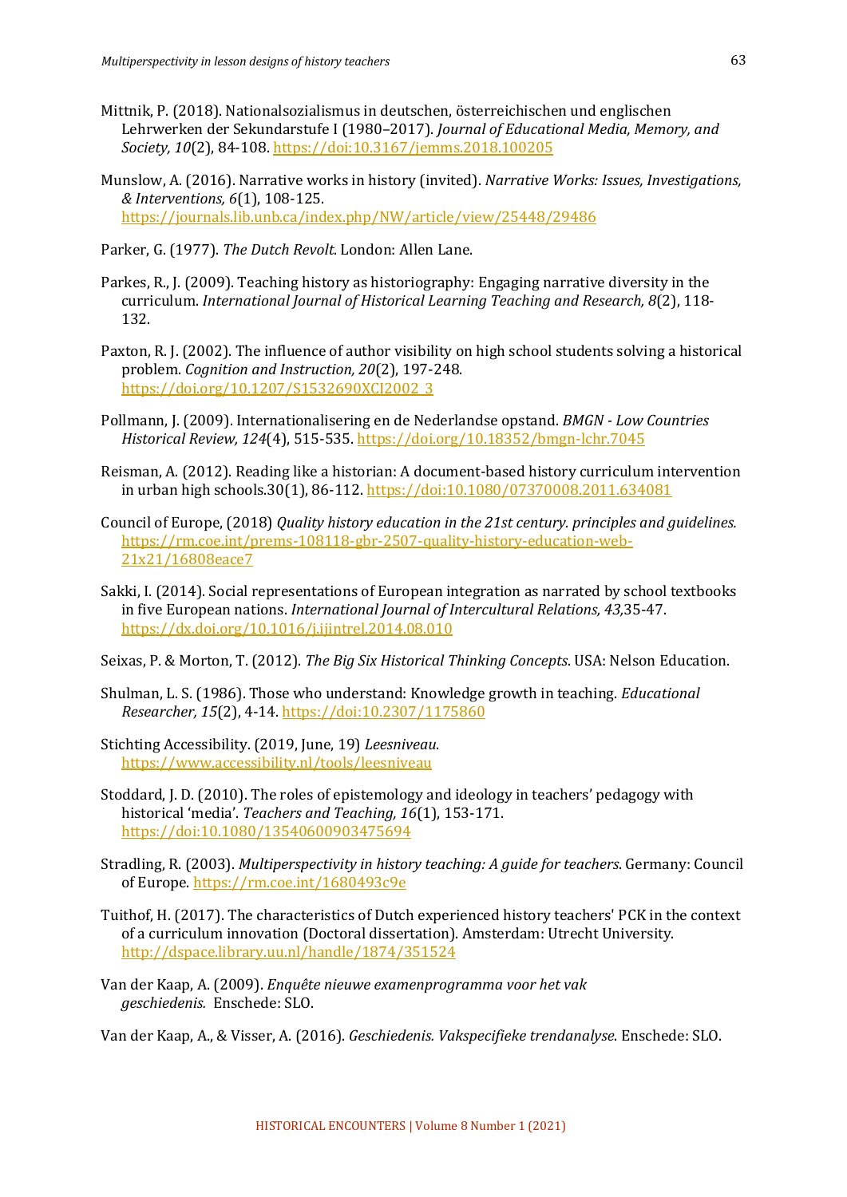Mittnik, P. (2018). Nationalsozialismus in deutschen, österreichischen und englischen Lehrwerken der Sekundarstufe I (1980–2017). *Journal of Educational Media, Memory, and Society, 10*(2), 84-108. https://doi:10.3167/jemms.2018.100205

Munslow, A. (2016). Narrative works in history (invited). *Narrative Works: Issues, Investigations, & Interventions, 6*(1), 108-125. https://journals.lib.unb.ca/index.php/NW/article/view/25448/29486

Parker, G. (1977). *The Dutch Revolt*. London: Allen Lane.

Parkes, R., J. (2009). Teaching history as historiography: Engaging narrative diversity in the curriculum. *International Journal of Historical Learning Teaching and Research, 8*(2), 118-132.

Paxton, R. J. (2002). The influence of author visibility on high school students solving a historical problem. *Cognition and Instruction, 20*(2), 197-248. https://doi.org/10.1207/S1532690XCI2002_3

Pollmann, J. (2009). Internationalisering en de Nederlandse opstand. *BMGN - Low Countries Historical Review, 124*(4), 515-535. https://doi.org/10.18352/bmgn-lchr.7045

Reisman, A. (2012). Reading like a historian: A document-based history curriculum intervention in urban high schools.30(1), 86-112. https://doi:10.1080/07370008.2011.634081

Council of Europe, (2018) *Quality history education in the 21st century. principles and guidelines.* https://rm.coe.int/prems-108118-gbr-2507-quality-history-education-web-21x21/16808eace7

Sakki, I. (2014). Social representations of European integration as narrated by school textbooks in five European nations. *International Journal of Intercultural Relations, 43,*35-47. https://dx.doi.org/10.1016/j.ijintrel.2014.08.010

Seixas, P. & Morton, T. (2012). *The Big Six Historical Thinking Concepts*. USA: Nelson Education.

Shulman, L. S. (1986). Those who understand: Knowledge growth in teaching. *Educational Researcher, 15*(2), 4-14. https://doi:10.2307/1175860

Stichting Accessibility. (2019, June, 19) *Leesniveau*. https://www.accessibility.nl/tools/leesniveau

Stoddard, J. D. (2010). The roles of epistemology and ideology in teachers' pedagogy with historical 'media'. *Teachers and Teaching, 16*(1), 153-171. https://doi:10.1080/13540600903475694

Stradling, R. (2003). *Multiperspectivity in history teaching: A guide for teachers*. Germany: Council of Europe. https://rm.coe.int/1680493c9e

Tuithof, H. (2017). The characteristics of Dutch experienced history teachers' PCK in the context of a curriculum innovation (Doctoral dissertation). Amsterdam: Utrecht University. http://dspace.library.uu.nl/handle/1874/351524

Van der Kaap, A. (2009). *Enquête nieuwe examenprogramma voor het vak geschiedenis.* Enschede: SLO.

Van der Kaap, A., & Visser, A. (2016). *Geschiedenis. Vakspecifieke trendanalyse*. Enschede: SLO.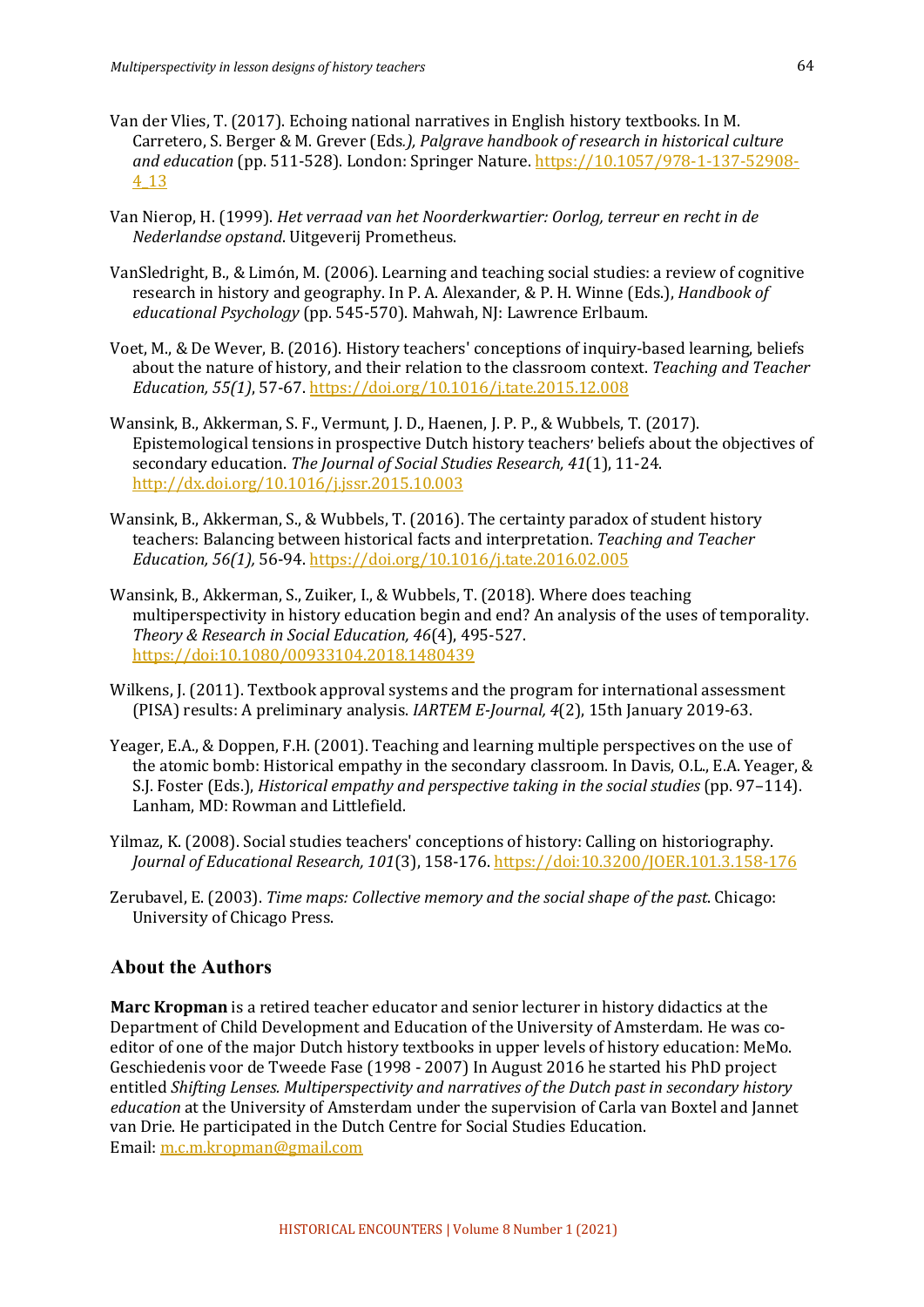Van der Vlies, T. (2017). Echoing national narratives in English history textbooks. In M. Carretero, S. Berger & M. Grever (Eds.*), Palgrave handbook of research in historical culture and education* (pp. 511-528). London: Springer Nature. https://10.1057/978-1-137-52908-4_13

Van Nierop, H. (1999). *Het verraad van het Noorderkwartier: Oorlog, terreur en recht in de Nederlandse opstand*. Uitgeverij Prometheus.

VanSledright, B., & Limón, M. (2006). Learning and teaching social studies: a review of cognitive research in history and geography. In P. A. Alexander, & P. H. Winne (Eds.), *Handbook of educational Psychology* (pp. 545-570). Mahwah, NJ: Lawrence Erlbaum.

Voet, M., & De Wever, B. (2016). History teachers' conceptions of inquiry-based learning, beliefs about the nature of history, and their relation to the classroom context. *Teaching and Teacher Education, 55(1)*, 57-67. https://doi.org/10.1016/j.tate.2015.12.008

Wansink, B., Akkerman, S. F., Vermunt, J. D., Haenen, J. P. P., & Wubbels, T. (2017). Epistemological tensions in prospective Dutch history teachers' beliefs about the objectives of secondary education. *The Journal of Social Studies Research, 41*(1), 11-24. http://dx.doi.org/10.1016/j.jssr.2015.10.003

Wansink, B., Akkerman, S., & Wubbels, T. (2016). The certainty paradox of student history teachers: Balancing between historical facts and interpretation. *Teaching and Teacher Education, 56(1),* 56-94. https://doi.org/10.1016/j.tate.2016.02.005

Wansink, B., Akkerman, S., Zuiker, I., & Wubbels, T. (2018). Where does teaching multiperspectivity in history education begin and end? An analysis of the uses of temporality. *Theory & Research in Social Education, 46*(4), 495-527. https://doi:10.1080/00933104.2018.1480439

Wilkens, J. (2011). Textbook approval systems and the program for international assessment (PISA) results: A preliminary analysis. *IARTEM E-Journal, 4*(2), 15th January 2019-63.

Yeager, E.A., & Doppen, F.H. (2001). Teaching and learning multiple perspectives on the use of the atomic bomb: Historical empathy in the secondary classroom. In Davis, O.L., E.A. Yeager, & S.J. Foster (Eds.), *Historical empathy and perspective taking in the social studies* (pp. 97–114). Lanham, MD: Rowman and Littlefield.

Yilmaz, K. (2008). Social studies teachers' conceptions of history: Calling on historiography. *Journal of Educational Research, 101*(3), 158-176. https://doi:10.3200/JOER.101.3.158-176

Zerubavel, E. (2003). *Time maps: Collective memory and the social shape of the past*. Chicago: University of Chicago Press.

## About the Authors

**Marc Kropman** is a retired teacher educator and senior lecturer in history didactics at the Department of Child Development and Education of the University of Amsterdam. He was co-editor of one of the major Dutch history textbooks in upper levels of history education: MeMo. Geschiedenis voor de Tweede Fase (1998 - 2007) In August 2016 he started his PhD project entitled *Shifting Lenses. Multiperspectivity and narratives of the Dutch past in secondary history education* at the University of Amsterdam under the supervision of Carla van Boxtel and Jannet van Drie. He participated in the Dutch Centre for Social Studies Education.
Email: m.c.m.kropman@gmail.com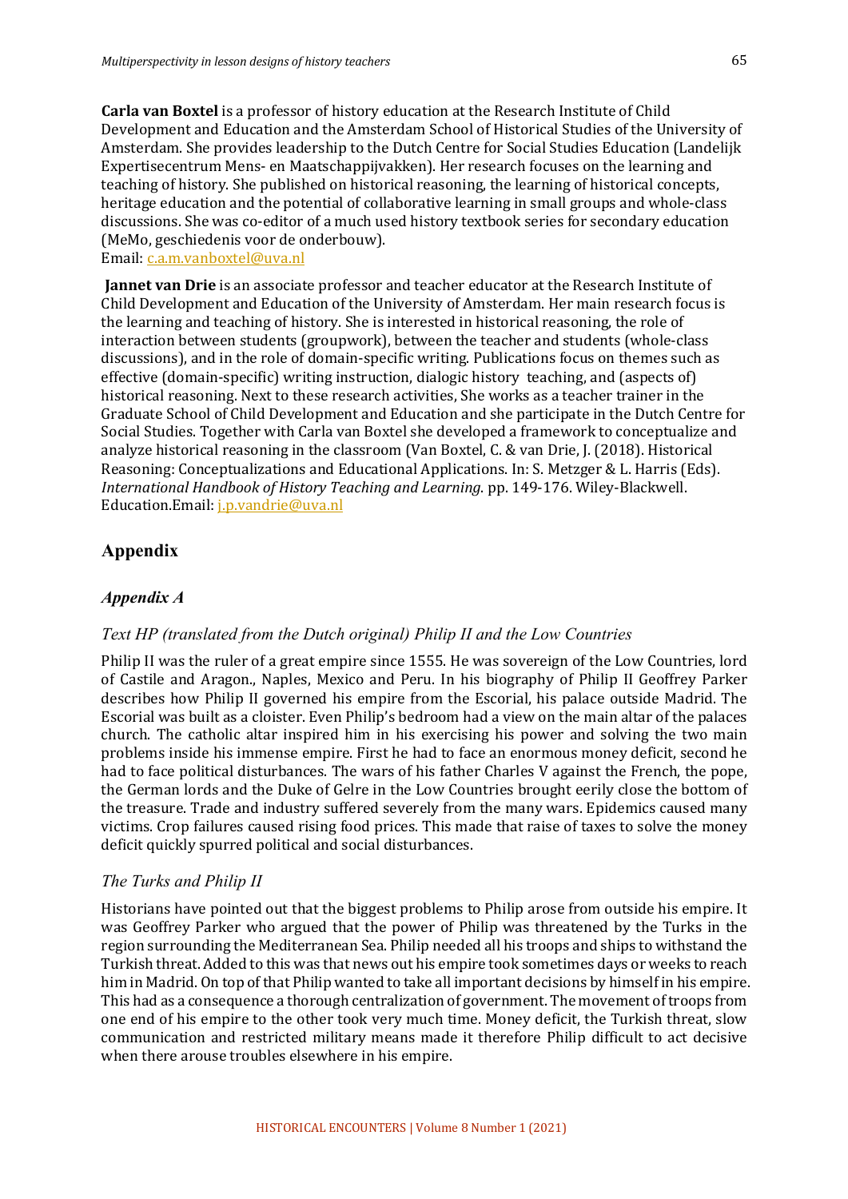**Carla van Boxtel** is a professor of history education at the Research Institute of Child Development and Education and the Amsterdam School of Historical Studies of the University of Amsterdam. She provides leadership to the Dutch Centre for Social Studies Education (Landelijk Expertisecentrum Mens- en Maatschappijvakken). Her research focuses on the learning and teaching of history. She published on historical reasoning, the learning of historical concepts, heritage education and the potential of collaborative learning in small groups and whole-class discussions. She was co-editor of a much used history textbook series for secondary education (MeMo, geschiedenis voor de onderbouw).
Email: c.a.m.vanboxtel@uva.nl

**Jannet van Drie** is an associate professor and teacher educator at the Research Institute of Child Development and Education of the University of Amsterdam. Her main research focus is the learning and teaching of history. She is interested in historical reasoning, the role of interaction between students (groupwork), between the teacher and students (whole-class discussions), and in the role of domain-specific writing. Publications focus on themes such as effective (domain-specific) writing instruction, dialogic history teaching, and (aspects of) historical reasoning. Next to these research activities, She works as a teacher trainer in the Graduate School of Child Development and Education and she participate in the Dutch Centre for Social Studies. Together with Carla van Boxtel she developed a framework to conceptualize and analyze historical reasoning in the classroom (Van Boxtel, C. & van Drie, J. (2018). Historical Reasoning: Conceptualizations and Educational Applications. In: S. Metzger & L. Harris (Eds). *International Handbook of History Teaching and Learning*. pp. 149-176. Wiley-Blackwell. Education.Email: j.p.vandrie@uva.nl

## Appendix

### *Appendix A*

#### *Text HP (translated from the Dutch original) Philip II and the Low Countries*

Philip II was the ruler of a great empire since 1555. He was sovereign of the Low Countries, lord of Castile and Aragon., Naples, Mexico and Peru. In his biography of Philip II Geoffrey Parker describes how Philip II governed his empire from the Escorial, his palace outside Madrid. The Escorial was built as a cloister. Even Philip's bedroom had a view on the main altar of the palaces church. The catholic altar inspired him in his exercising his power and solving the two main problems inside his immense empire. First he had to face an enormous money deficit, second he had to face political disturbances. The wars of his father Charles V against the French, the pope, the German lords and the Duke of Gelre in the Low Countries brought eerily close the bottom of the treasure. Trade and industry suffered severely from the many wars. Epidemics caused many victims. Crop failures caused rising food prices. This made that raise of taxes to solve the money deficit quickly spurred political and social disturbances.

#### *The Turks and Philip II*

Historians have pointed out that the biggest problems to Philip arose from outside his empire. It was Geoffrey Parker who argued that the power of Philip was threatened by the Turks in the region surrounding the Mediterranean Sea. Philip needed all his troops and ships to withstand the Turkish threat. Added to this was that news out his empire took sometimes days or weeks to reach him in Madrid. On top of that Philip wanted to take all important decisions by himself in his empire. This had as a consequence a thorough centralization of government. The movement of troops from one end of his empire to the other took very much time. Money deficit, the Turkish threat, slow communication and restricted military means made it therefore Philip difficult to act decisive when there arouse troubles elsewhere in his empire.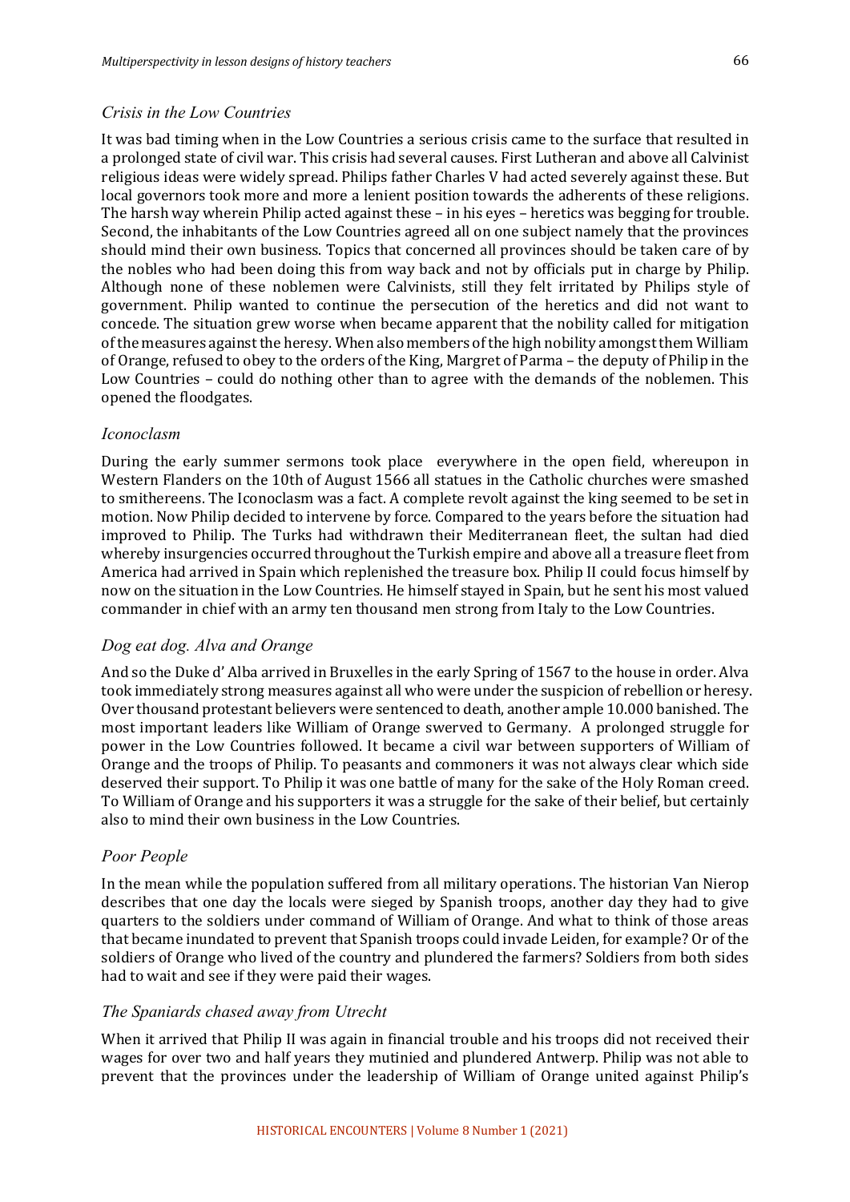### *Crisis in the Low Countries*

It was bad timing when in the Low Countries a serious crisis came to the surface that resulted in a prolonged state of civil war. This crisis had several causes. First Lutheran and above all Calvinist religious ideas were widely spread. Philips father Charles V had acted severely against these. But local governors took more and more a lenient position towards the adherents of these religions. The harsh way wherein Philip acted against these – in his eyes – heretics was begging for trouble. Second, the inhabitants of the Low Countries agreed all on one subject namely that the provinces should mind their own business. Topics that concerned all provinces should be taken care of by the nobles who had been doing this from way back and not by officials put in charge by Philip. Although none of these noblemen were Calvinists, still they felt irritated by Philips style of government. Philip wanted to continue the persecution of the heretics and did not want to concede. The situation grew worse when became apparent that the nobility called for mitigation of the measures against the heresy. When also members of the high nobility amongst them William of Orange, refused to obey to the orders of the King, Margret of Parma – the deputy of Philip in the Low Countries – could do nothing other than to agree with the demands of the noblemen. This opened the floodgates.

### *Iconoclasm*

During the early summer sermons took place everywhere in the open field, whereupon in Western Flanders on the 10th of August 1566 all statues in the Catholic churches were smashed to smithereens. The Iconoclasm was a fact. A complete revolt against the king seemed to be set in motion. Now Philip decided to intervene by force. Compared to the years before the situation had improved to Philip. The Turks had withdrawn their Mediterranean fleet, the sultan had died whereby insurgencies occurred throughout the Turkish empire and above all a treasure fleet from America had arrived in Spain which replenished the treasure box. Philip II could focus himself by now on the situation in the Low Countries. He himself stayed in Spain, but he sent his most valued commander in chief with an army ten thousand men strong from Italy to the Low Countries.

### *Dog eat dog. Alva and Orange*

And so the Duke d' Alba arrived in Bruxelles in the early Spring of 1567 to the house in order. Alva took immediately strong measures against all who were under the suspicion of rebellion or heresy. Over thousand protestant believers were sentenced to death, another ample 10.000 banished. The most important leaders like William of Orange swerved to Germany. A prolonged struggle for power in the Low Countries followed. It became a civil war between supporters of William of Orange and the troops of Philip. To peasants and commoners it was not always clear which side deserved their support. To Philip it was one battle of many for the sake of the Holy Roman creed. To William of Orange and his supporters it was a struggle for the sake of their belief, but certainly also to mind their own business in the Low Countries.

### *Poor People*

In the mean while the population suffered from all military operations. The historian Van Nierop describes that one day the locals were sieged by Spanish troops, another day they had to give quarters to the soldiers under command of William of Orange. And what to think of those areas that became inundated to prevent that Spanish troops could invade Leiden, for example? Or of the soldiers of Orange who lived of the country and plundered the farmers? Soldiers from both sides had to wait and see if they were paid their wages.

### *The Spaniards chased away from Utrecht*

When it arrived that Philip II was again in financial trouble and his troops did not received their wages for over two and half years they mutinied and plundered Antwerp. Philip was not able to prevent that the provinces under the leadership of William of Orange united against Philip's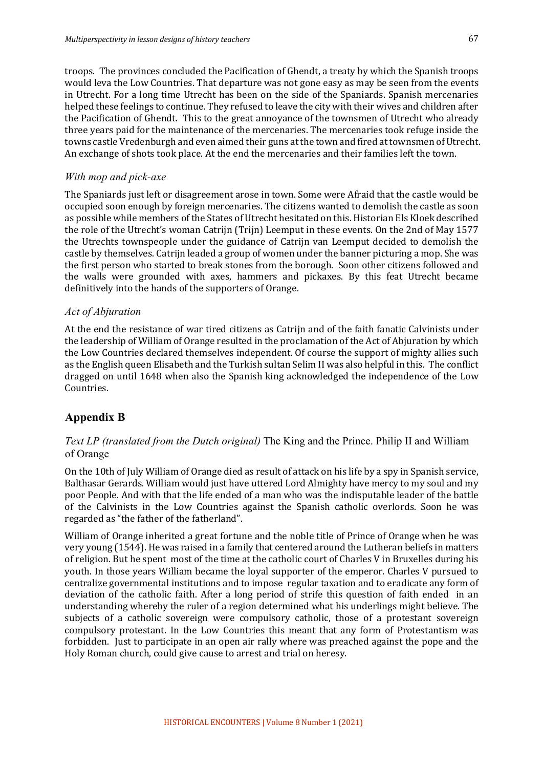troops. The provinces concluded the Pacification of Ghendt, a treaty by which the Spanish troops would leva the Low Countries. That departure was not gone easy as may be seen from the events in Utrecht. For a long time Utrecht has been on the side of the Spaniards. Spanish mercenaries helped these feelings to continue. They refused to leave the city with their wives and children after the Pacification of Ghendt. This to the great annoyance of the townsmen of Utrecht who already three years paid for the maintenance of the mercenaries. The mercenaries took refuge inside the towns castle Vredenburgh and even aimed their guns at the town and fired at townsmen of Utrecht. An exchange of shots took place. At the end the mercenaries and their families left the town.

### *With mop and pick-axe*

The Spaniards just left or disagreement arose in town. Some were Afraid that the castle would be occupied soon enough by foreign mercenaries. The citizens wanted to demolish the castle as soon as possible while members of the States of Utrecht hesitated on this. Historian Els Kloek described the role of the Utrecht's woman Catrijn (Trijn) Leemput in these events. On the 2nd of May 1577 the Utrechts townspeople under the guidance of Catrijn van Leemput decided to demolish the castle by themselves. Catrijn leaded a group of women under the banner picturing a mop. She was the first person who started to break stones from the borough. Soon other citizens followed and the walls were grounded with axes, hammers and pickaxes. By this feat Utrecht became definitively into the hands of the supporters of Orange.

### *Act of Abjuration*

At the end the resistance of war tired citizens as Catrijn and of the faith fanatic Calvinists under the leadership of William of Orange resulted in the proclamation of the Act of Abjuration by which the Low Countries declared themselves independent. Of course the support of mighty allies such as the English queen Elisabeth and the Turkish sultan Selim II was also helpful in this. The conflict dragged on until 1648 when also the Spanish king acknowledged the independence of the Low Countries.

## Appendix B

*Text LP (translated from the Dutch original)* The King and the Prince. Philip II and William of Orange

On the 10th of July William of Orange died as result of attack on his life by a spy in Spanish service, Balthasar Gerards. William would just have uttered Lord Almighty have mercy to my soul and my poor People. And with that the life ended of a man who was the indisputable leader of the battle of the Calvinists in the Low Countries against the Spanish catholic overlords. Soon he was regarded as "the father of the fatherland".

William of Orange inherited a great fortune and the noble title of Prince of Orange when he was very young (1544). He was raised in a family that centered around the Lutheran beliefs in matters of religion. But he spent most of the time at the catholic court of Charles V in Bruxelles during his youth. In those years William became the loyal supporter of the emperor. Charles V pursued to centralize governmental institutions and to impose regular taxation and to eradicate any form of deviation of the catholic faith. After a long period of strife this question of faith ended in an understanding whereby the ruler of a region determined what his underlings might believe. The subjects of a catholic sovereign were compulsory catholic, those of a protestant sovereign compulsory protestant. In the Low Countries this meant that any form of Protestantism was forbidden. Just to participate in an open air rally where was preached against the pope and the Holy Roman church, could give cause to arrest and trial on heresy.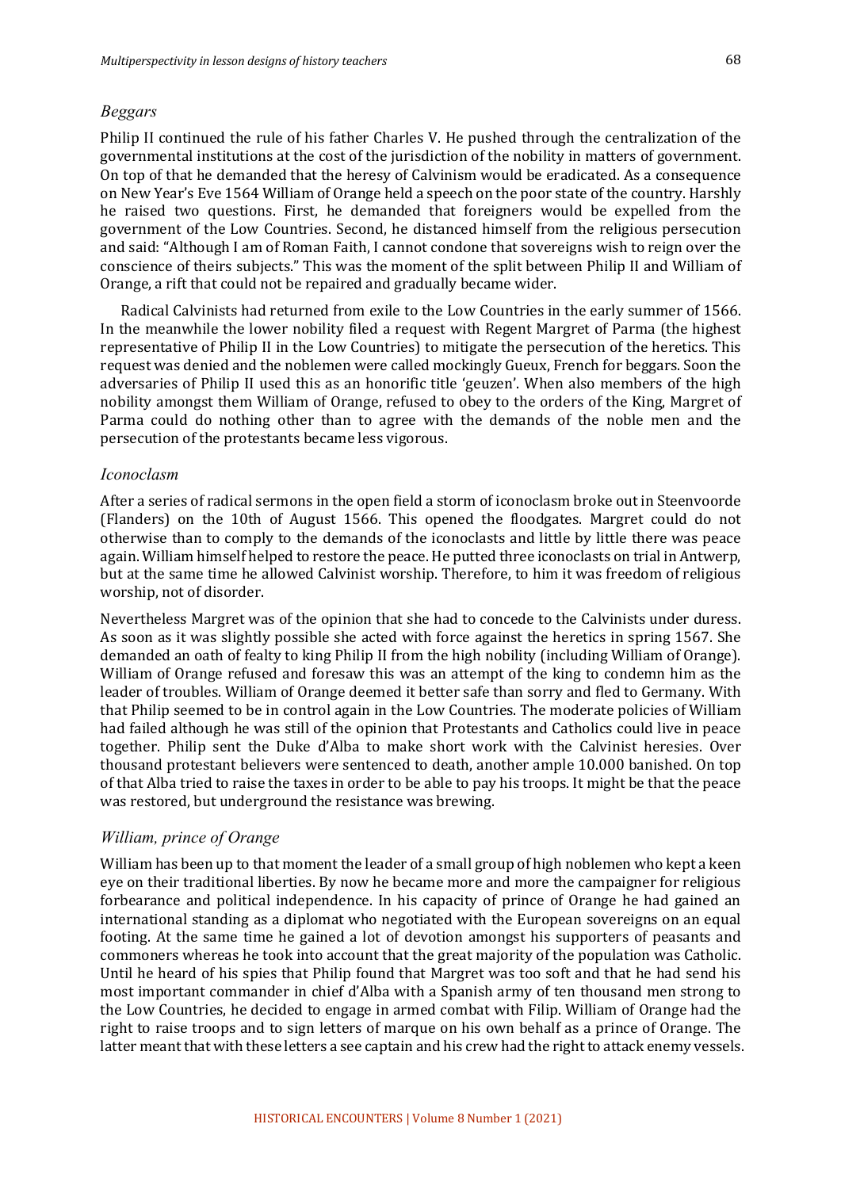### *Beggars*

Philip II continued the rule of his father Charles V. He pushed through the centralization of the governmental institutions at the cost of the jurisdiction of the nobility in matters of government. On top of that he demanded that the heresy of Calvinism would be eradicated. As a consequence on New Year's Eve 1564 William of Orange held a speech on the poor state of the country. Harshly he raised two questions. First, he demanded that foreigners would be expelled from the government of the Low Countries. Second, he distanced himself from the religious persecution and said: "Although I am of Roman Faith, I cannot condone that sovereigns wish to reign over the conscience of theirs subjects." This was the moment of the split between Philip II and William of Orange, a rift that could not be repaired and gradually became wider.

Radical Calvinists had returned from exile to the Low Countries in the early summer of 1566. In the meanwhile the lower nobility filed a request with Regent Margret of Parma (the highest representative of Philip II in the Low Countries) to mitigate the persecution of the heretics. This request was denied and the noblemen were called mockingly Gueux, French for beggars. Soon the adversaries of Philip II used this as an honorific title 'geuzen'. When also members of the high nobility amongst them William of Orange, refused to obey to the orders of the King, Margret of Parma could do nothing other than to agree with the demands of the noble men and the persecution of the protestants became less vigorous.

### *Iconoclasm*

After a series of radical sermons in the open field a storm of iconoclasm broke out in Steenvoorde (Flanders) on the 10th of August 1566. This opened the floodgates. Margret could do not otherwise than to comply to the demands of the iconoclasts and little by little there was peace again. William himself helped to restore the peace. He putted three iconoclasts on trial in Antwerp, but at the same time he allowed Calvinist worship. Therefore, to him it was freedom of religious worship, not of disorder.

Nevertheless Margret was of the opinion that she had to concede to the Calvinists under duress. As soon as it was slightly possible she acted with force against the heretics in spring 1567. She demanded an oath of fealty to king Philip II from the high nobility (including William of Orange). William of Orange refused and foresaw this was an attempt of the king to condemn him as the leader of troubles. William of Orange deemed it better safe than sorry and fled to Germany. With that Philip seemed to be in control again in the Low Countries. The moderate policies of William had failed although he was still of the opinion that Protestants and Catholics could live in peace together. Philip sent the Duke d'Alba to make short work with the Calvinist heresies. Over thousand protestant believers were sentenced to death, another ample 10.000 banished. On top of that Alba tried to raise the taxes in order to be able to pay his troops. It might be that the peace was restored, but underground the resistance was brewing.

### *William, prince of Orange*

William has been up to that moment the leader of a small group of high noblemen who kept a keen eye on their traditional liberties. By now he became more and more the campaigner for religious forbearance and political independence. In his capacity of prince of Orange he had gained an international standing as a diplomat who negotiated with the European sovereigns on an equal footing. At the same time he gained a lot of devotion amongst his supporters of peasants and commoners whereas he took into account that the great majority of the population was Catholic. Until he heard of his spies that Philip found that Margret was too soft and that he had send his most important commander in chief d'Alba with a Spanish army of ten thousand men strong to the Low Countries, he decided to engage in armed combat with Filip. William of Orange had the right to raise troops and to sign letters of marque on his own behalf as a prince of Orange. The latter meant that with these letters a see captain and his crew had the right to attack enemy vessels.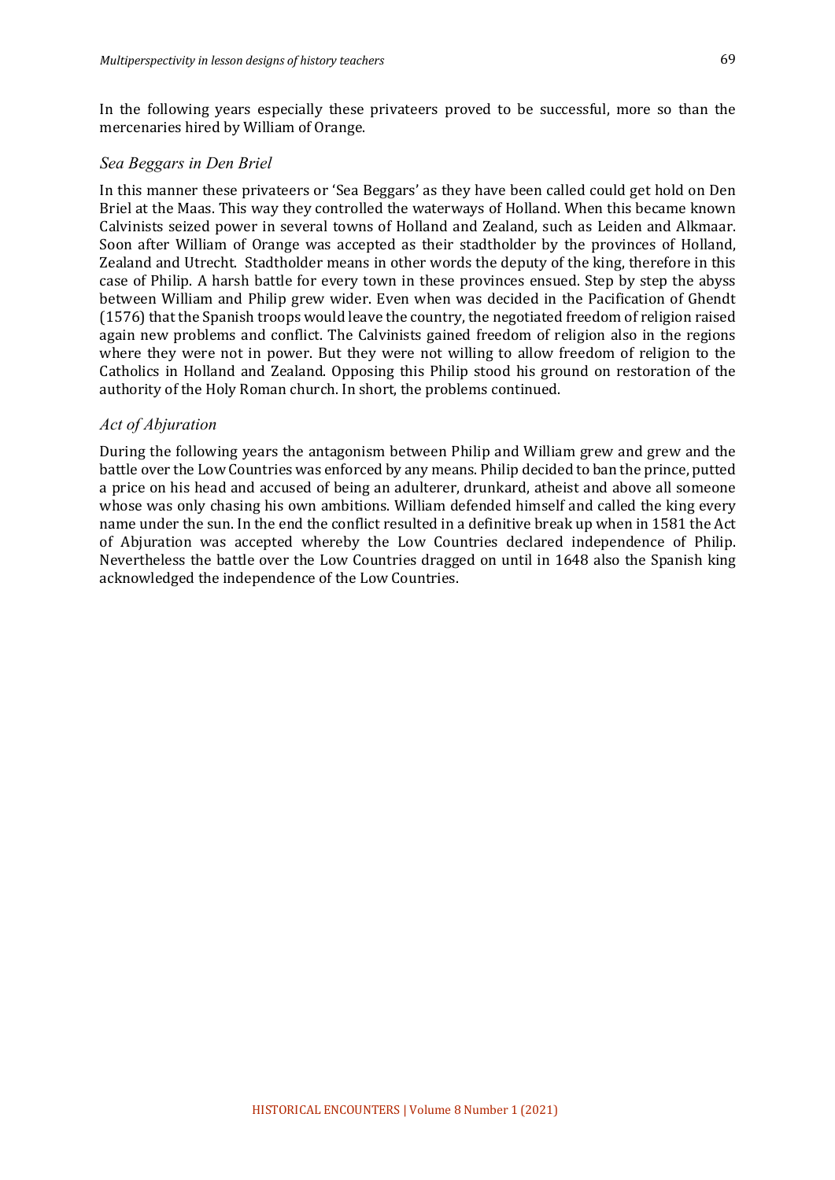In the following years especially these privateers proved to be successful, more so than the mercenaries hired by William of Orange.

### *Sea Beggars in Den Briel*

In this manner these privateers or 'Sea Beggars' as they have been called could get hold on Den Briel at the Maas. This way they controlled the waterways of Holland. When this became known Calvinists seized power in several towns of Holland and Zealand, such as Leiden and Alkmaar. Soon after William of Orange was accepted as their stadtholder by the provinces of Holland, Zealand and Utrecht. Stadtholder means in other words the deputy of the king, therefore in this case of Philip. A harsh battle for every town in these provinces ensued. Step by step the abyss between William and Philip grew wider. Even when was decided in the Pacification of Ghendt (1576) that the Spanish troops would leave the country, the negotiated freedom of religion raised again new problems and conflict. The Calvinists gained freedom of religion also in the regions where they were not in power. But they were not willing to allow freedom of religion to the Catholics in Holland and Zealand. Opposing this Philip stood his ground on restoration of the authority of the Holy Roman church. In short, the problems continued.

### *Act of Abjuration*

During the following years the antagonism between Philip and William grew and grew and the battle over the Low Countries was enforced by any means. Philip decided to ban the prince, putted a price on his head and accused of being an adulterer, drunkard, atheist and above all someone whose was only chasing his own ambitions. William defended himself and called the king every name under the sun. In the end the conflict resulted in a definitive break up when in 1581 the Act of Abjuration was accepted whereby the Low Countries declared independence of Philip. Nevertheless the battle over the Low Countries dragged on until in 1648 also the Spanish king acknowledged the independence of the Low Countries.